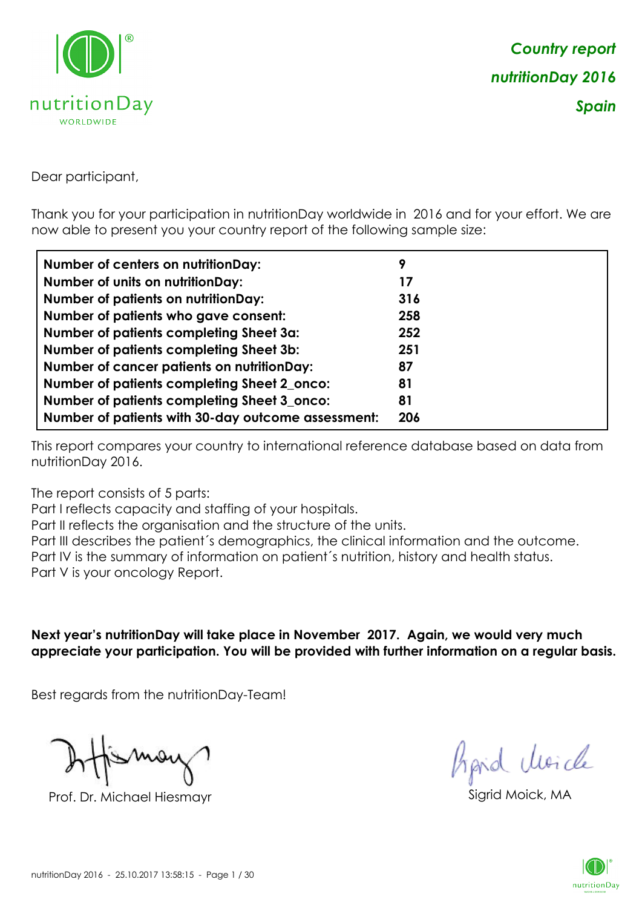# Country report
# nutritionDay 2016
# Spain

Dear participant,

Thank you for your participation in nutritionDay worldwide in 2016 and for your effort. We are now able to present you your country report of the following sample size:

| | |
|---|---|
| **Number of centers on nutritionDay:** | **9** |
| **Number of units on nutritionDay:** | **17** |
| **Number of patients on nutritionDay:** | **316** |
| **Number of patients who gave consent:** | **258** |
| **Number of patients completing Sheet 3a:** | **252** |
| **Number of patients completing Sheet 3b:** | **251** |
| **Number of cancer patients on nutritionDay:** | **87** |
| **Number of patients completing Sheet 2_onco:** | **81** |
| **Number of patients completing Sheet 3_onco:** | **81** |
| **Number of patients with 30-day outcome assessment:** | **206** |

This report compares your country to international reference database based on data from nutritionDay 2016.

The report consists of 5 parts:
Part I reflects capacity and staffing of your hospitals.
Part II reflects the organisation and the structure of the units.
Part III describes the patient´s demographics, the clinical information and the outcome.
Part IV is the summary of information on patient´s nutrition, history and health status.
Part V is your oncology Report.

**Next year's nutritionDay will take place in November 2017. Again, we would very much appreciate your participation. You will be provided with further information on a regular basis.**

Best regards from the nutritionDay-Team!

Prof. Dr. Michael Hiesmayr

Sigrid Moick, MA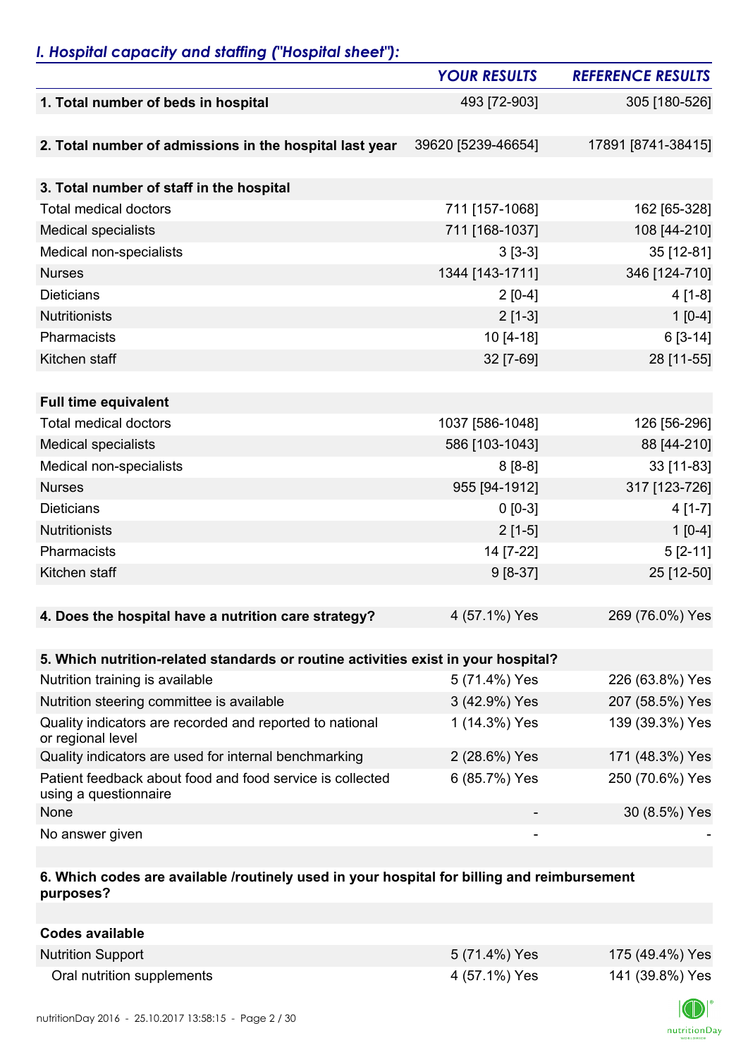## *I. Hospital capacity and staffing ("Hospital sheet"):*

| | *YOUR RESULTS* | *REFERENCE RESULTS* |
|---|---|---|
| **1. Total number of beds in hospital** | 493 [72-903] | 305 [180-526] |
| | | |
| **2. Total number of admissions in the hospital last year** | 39620 [5239-46654] | 17891 [8741-38415] |
| | | |
| **3. Total number of staff in the hospital** | | |
| Total medical doctors | 711 [157-1068] | 162 [65-328] |
| Medical specialists | 711 [168-1037] | 108 [44-210] |
| Medical non-specialists | 3 [3-3] | 35 [12-81] |
| Nurses | 1344 [143-1711] | 346 [124-710] |
| Dieticians | 2 [0-4] | 4 [1-8] |
| Nutritionists | 2 [1-3] | 1 [0-4] |
| Pharmacists | 10 [4-18] | 6 [3-14] |
| Kitchen staff | 32 [7-69] | 28 [11-55] |
| | | |
| **Full time equivalent** | | |
| Total medical doctors | 1037 [586-1048] | 126 [56-296] |
| Medical specialists | 586 [103-1043] | 88 [44-210] |
| Medical non-specialists | 8 [8-8] | 33 [11-83] |
| Nurses | 955 [94-1912] | 317 [123-726] |
| Dieticians | 0 [0-3] | 4 [1-7] |
| Nutritionists | 2 [1-5] | 1 [0-4] |
| Pharmacists | 14 [7-22] | 5 [2-11] |
| Kitchen staff | 9 [8-37] | 25 [12-50] |
| | | |
| **4. Does the hospital have a nutrition care strategy?** | 4 (57.1%) Yes | 269 (76.0%) Yes |
| | | |
| **5. Which nutrition-related standards or routine activities exist in your hospital?** | | |
| Nutrition training is available | 5 (71.4%) Yes | 226 (63.8%) Yes |
| Nutrition steering committee is available | 3 (42.9%) Yes | 207 (58.5%) Yes |
| Quality indicators are recorded and reported to national or regional level | 1 (14.3%) Yes | 139 (39.3%) Yes |
| Quality indicators are used for internal benchmarking | 2 (28.6%) Yes | 171 (48.3%) Yes |
| Patient feedback about food and food service is collected using a questionnaire | 6 (85.7%) Yes | 250 (70.6%) Yes |
| None | - | 30 (8.5%) Yes |
| No answer given | - | - |
| | | |
| **6. Which codes are available /routinely used in your hospital for billing and reimbursement purposes?** | | |
| | | |
| **Codes available** | | |
| Nutrition Support | 5 (71.4%) Yes | 175 (49.4%) Yes |
| Oral nutrition supplements | 4 (57.1%) Yes | 141 (39.8%) Yes |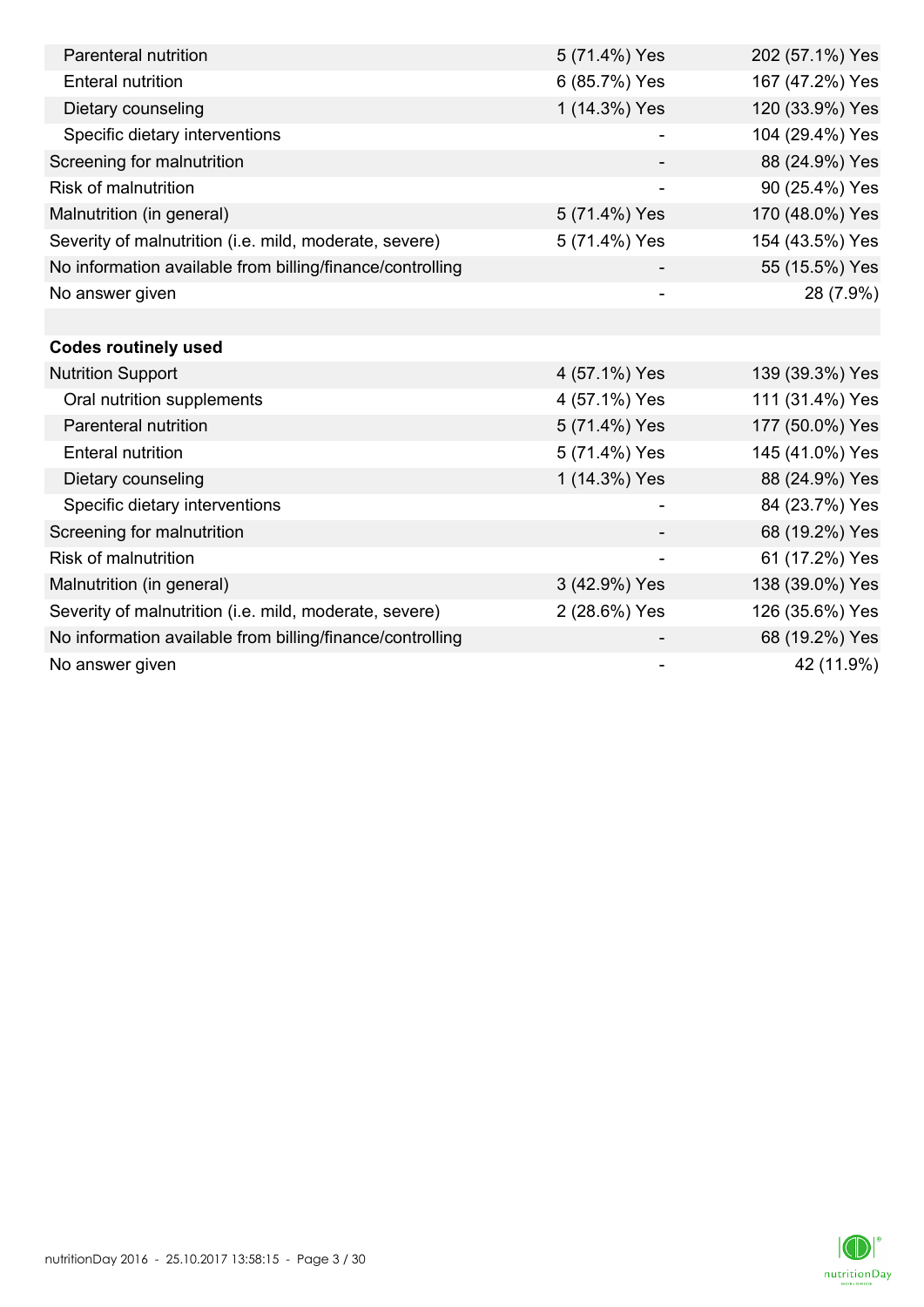| | | |
|---|---|---|
| Parenteral nutrition | 5 (71.4%) Yes | 202 (57.1%) Yes |
| Enteral nutrition | 6 (85.7%) Yes | 167 (47.2%) Yes |
| Dietary counseling | 1 (14.3%) Yes | 120 (33.9%) Yes |
| Specific dietary interventions | - | 104 (29.4%) Yes |
| Screening for malnutrition | - | 88 (24.9%) Yes |
| Risk of malnutrition | - | 90 (25.4%) Yes |
| Malnutrition (in general) | 5 (71.4%) Yes | 170 (48.0%) Yes |
| Severity of malnutrition (i.e. mild, moderate, severe) | 5 (71.4%) Yes | 154 (43.5%) Yes |
| No information available from billing/finance/controlling | - | 55 (15.5%) Yes |
| No answer given | - | 28 (7.9%) |
| | | |
| **Codes routinely used** | | |
| Nutrition Support | 4 (57.1%) Yes | 139 (39.3%) Yes |
| Oral nutrition supplements | 4 (57.1%) Yes | 111 (31.4%) Yes |
| Parenteral nutrition | 5 (71.4%) Yes | 177 (50.0%) Yes |
| Enteral nutrition | 5 (71.4%) Yes | 145 (41.0%) Yes |
| Dietary counseling | 1 (14.3%) Yes | 88 (24.9%) Yes |
| Specific dietary interventions | - | 84 (23.7%) Yes |
| Screening for malnutrition | - | 68 (19.2%) Yes |
| Risk of malnutrition | - | 61 (17.2%) Yes |
| Malnutrition (in general) | 3 (42.9%) Yes | 138 (39.0%) Yes |
| Severity of malnutrition (i.e. mild, moderate, severe) | 2 (28.6%) Yes | 126 (35.6%) Yes |
| No information available from billing/finance/controlling | - | 68 (19.2%) Yes |
| No answer given | - | 42 (11.9%) |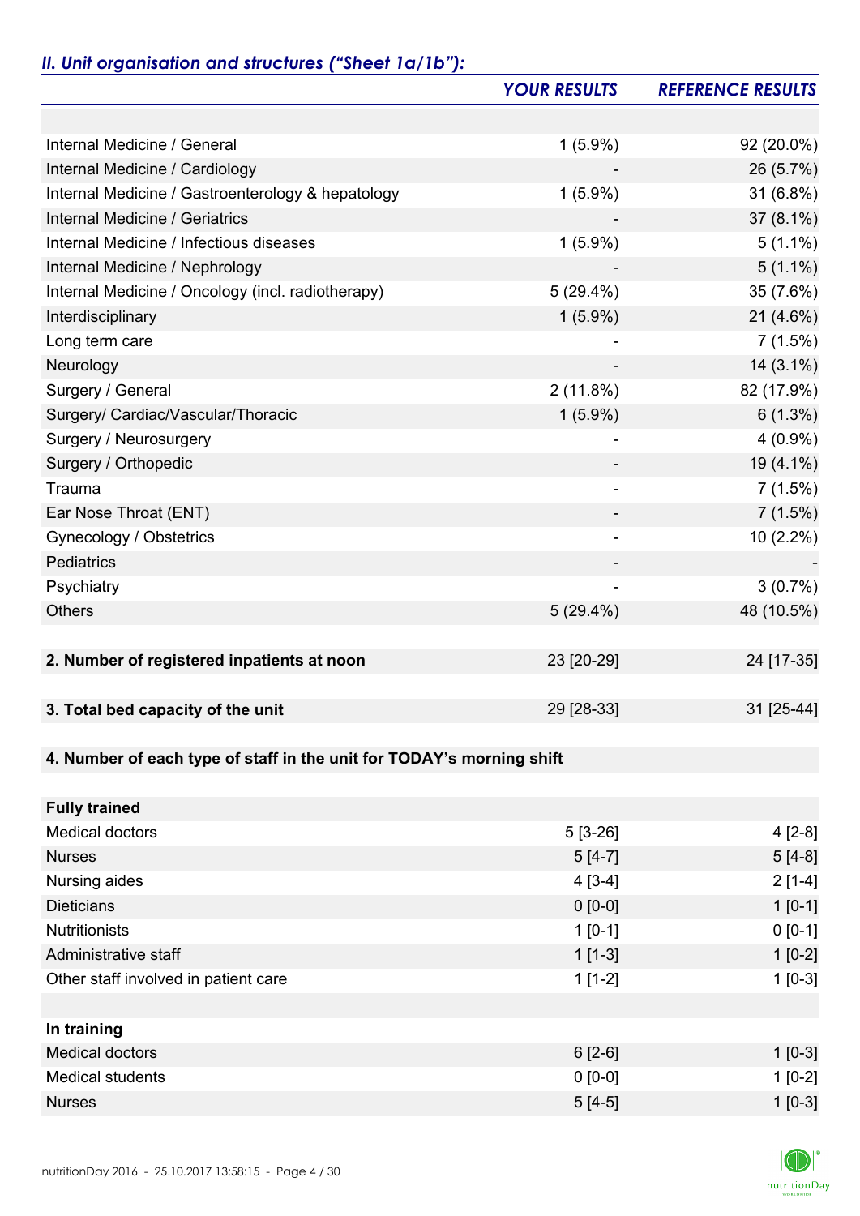## *II. Unit organisation and structures ("Sheet 1a/1b"):*

| | *YOUR RESULTS* | *REFERENCE RESULTS* |
|---|---|---|
| | | |
| Internal Medicine / General | 1 (5.9%) | 92 (20.0%) |
| Internal Medicine / Cardiology | - | 26 (5.7%) |
| Internal Medicine / Gastroenterology & hepatology | 1 (5.9%) | 31 (6.8%) |
| Internal Medicine / Geriatrics | - | 37 (8.1%) |
| Internal Medicine / Infectious diseases | 1 (5.9%) | 5 (1.1%) |
| Internal Medicine / Nephrology | - | 5 (1.1%) |
| Internal Medicine / Oncology (incl. radiotherapy) | 5 (29.4%) | 35 (7.6%) |
| Interdisciplinary | 1 (5.9%) | 21 (4.6%) |
| Long term care | - | 7 (1.5%) |
| Neurology | - | 14 (3.1%) |
| Surgery / General | 2 (11.8%) | 82 (17.9%) |
| Surgery/ Cardiac/Vascular/Thoracic | 1 (5.9%) | 6 (1.3%) |
| Surgery / Neurosurgery | - | 4 (0.9%) |
| Surgery / Orthopedic | - | 19 (4.1%) |
| Trauma | - | 7 (1.5%) |
| Ear Nose Throat (ENT) | - | 7 (1.5%) |
| Gynecology / Obstetrics | - | 10 (2.2%) |
| Pediatrics | - | - |
| Psychiatry | - | 3 (0.7%) |
| Others | 5 (29.4%) | 48 (10.5%) |
| | | |
| **2. Number of registered inpatients at noon** | 23 [20-29] | 24 [17-35] |
| | | |
| **3. Total bed capacity of the unit** | 29 [28-33] | 31 [25-44] |
| | | |
| **4. Number of each type of staff in the unit for TODAY's morning shift** | | |
| | | |
| **Fully trained** | | |
| Medical doctors | 5 [3-26] | 4 [2-8] |
| Nurses | 5 [4-7] | 5 [4-8] |
| Nursing aides | 4 [3-4] | 2 [1-4] |
| Dieticians | 0 [0-0] | 1 [0-1] |
| Nutritionists | 1 [0-1] | 0 [0-1] |
| Administrative staff | 1 [1-3] | 1 [0-2] |
| Other staff involved in patient care | 1 [1-2] | 1 [0-3] |
| | | |
| **In training** | | |
| Medical doctors | 6 [2-6] | 1 [0-3] |
| Medical students | 0 [0-0] | 1 [0-2] |
| Nurses | 5 [4-5] | 1 [0-3] |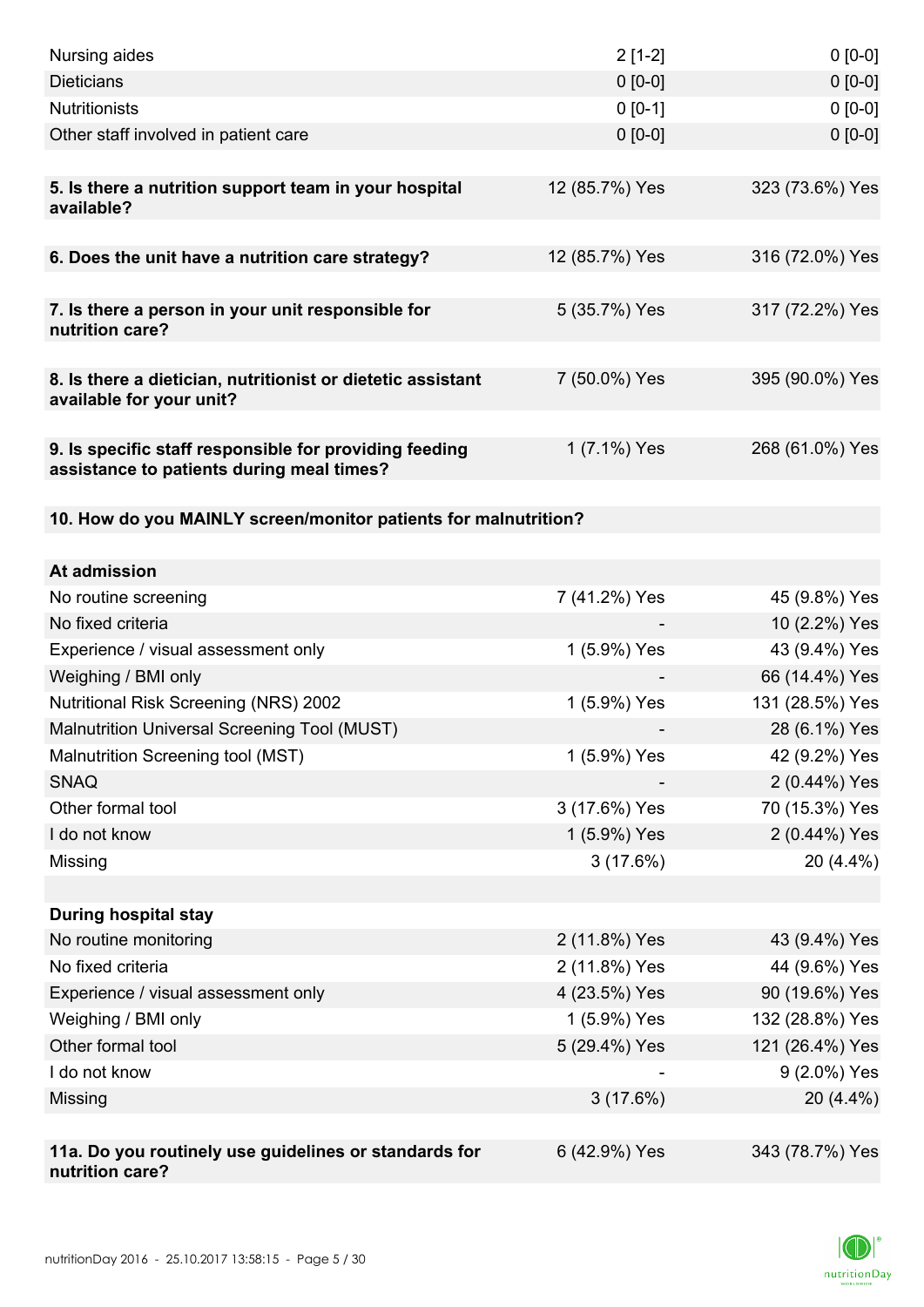| | | |
|---|---|---|
| Nursing aides | 2 [1-2] | 0 [0-0] |
| Dieticians | 0 [0-0] | 0 [0-0] |
| Nutritionists | 0 [0-1] | 0 [0-0] |
| Other staff involved in patient care | 0 [0-0] | 0 [0-0] |
| | | |
| **5. Is there a nutrition support team in your hospital available?** | 12 (85.7%) Yes | 323 (73.6%) Yes |
| | | |
| **6. Does the unit have a nutrition care strategy?** | 12 (85.7%) Yes | 316 (72.0%) Yes |
| | | |
| **7. Is there a person in your unit responsible for nutrition care?** | 5 (35.7%) Yes | 317 (72.2%) Yes |
| | | |
| **8. Is there a dietician, nutritionist or dietetic assistant available for your unit?** | 7 (50.0%) Yes | 395 (90.0%) Yes |
| | | |
| **9. Is specific staff responsible for providing feeding assistance to patients during meal times?** | 1 (7.1%) Yes | 268 (61.0%) Yes |
| | | |
| **10. How do you MAINLY screen/monitor patients for malnutrition?** | | |
| | | |
| **At admission** | | |
| No routine screening | 7 (41.2%) Yes | 45 (9.8%) Yes |
| No fixed criteria | - | 10 (2.2%) Yes |
| Experience / visual assessment only | 1 (5.9%) Yes | 43 (9.4%) Yes |
| Weighing / BMI only | - | 66 (14.4%) Yes |
| Nutritional Risk Screening (NRS) 2002 | 1 (5.9%) Yes | 131 (28.5%) Yes |
| Malnutrition Universal Screening Tool (MUST) | - | 28 (6.1%) Yes |
| Malnutrition Screening tool (MST) | 1 (5.9%) Yes | 42 (9.2%) Yes |
| SNAQ | - | 2 (0.44%) Yes |
| Other formal tool | 3 (17.6%) Yes | 70 (15.3%) Yes |
| I do not know | 1 (5.9%) Yes | 2 (0.44%) Yes |
| Missing | 3 (17.6%) | 20 (4.4%) |
| | | |
| **During hospital stay** | | |
| No routine monitoring | 2 (11.8%) Yes | 43 (9.4%) Yes |
| No fixed criteria | 2 (11.8%) Yes | 44 (9.6%) Yes |
| Experience / visual assessment only | 4 (23.5%) Yes | 90 (19.6%) Yes |
| Weighing / BMI only | 1 (5.9%) Yes | 132 (28.8%) Yes |
| Other formal tool | 5 (29.4%) Yes | 121 (26.4%) Yes |
| I do not know | - | 9 (2.0%) Yes |
| Missing | 3 (17.6%) | 20 (4.4%) |
| | | |
| **11a. Do you routinely use guidelines or standards for nutrition care?** | 6 (42.9%) Yes | 343 (78.7%) Yes |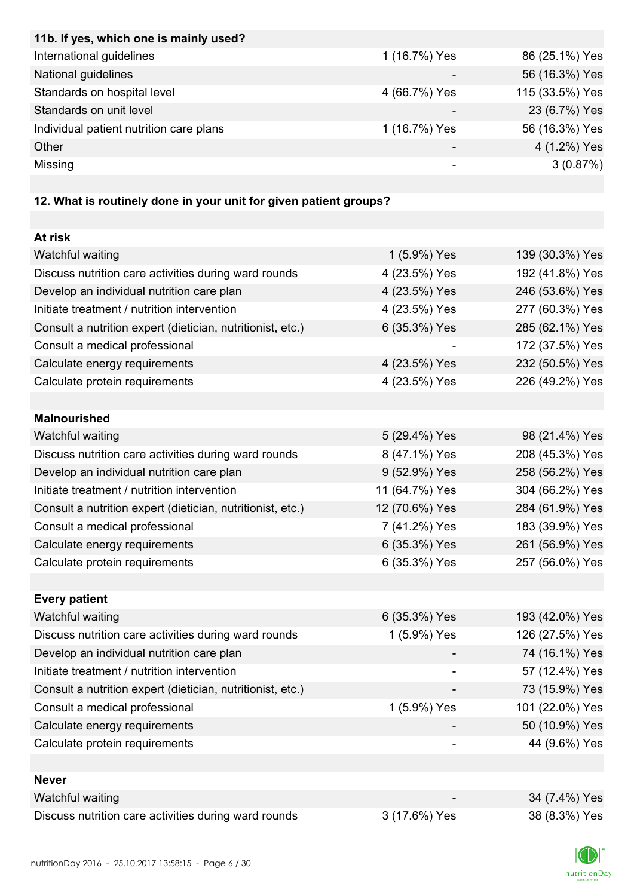| 11b. If yes, which one is mainly used? | | |
|---|---|---|
| International guidelines | 1 (16.7%) Yes | 86 (25.1%) Yes |
| National guidelines | - | 56 (16.3%) Yes |
| Standards on hospital level | 4 (66.7%) Yes | 115 (33.5%) Yes |
| Standards on unit level | - | 23 (6.7%) Yes |
| Individual patient nutrition care plans | 1 (16.7%) Yes | 56 (16.3%) Yes |
| Other | - | 4 (1.2%) Yes |
| Missing | - | 3 (0.87%) |

| 12. What is routinely done in your unit for given patient groups? | | |
|---|---|---|
| **At risk** | | |
| Watchful waiting | 1 (5.9%) Yes | 139 (30.3%) Yes |
| Discuss nutrition care activities during ward rounds | 4 (23.5%) Yes | 192 (41.8%) Yes |
| Develop an individual nutrition care plan | 4 (23.5%) Yes | 246 (53.6%) Yes |
| Initiate treatment / nutrition intervention | 4 (23.5%) Yes | 277 (60.3%) Yes |
| Consult a nutrition expert (dietician, nutritionist, etc.) | 6 (35.3%) Yes | 285 (62.1%) Yes |
| Consult a medical professional | - | 172 (37.5%) Yes |
| Calculate energy requirements | 4 (23.5%) Yes | 232 (50.5%) Yes |
| Calculate protein requirements | 4 (23.5%) Yes | 226 (49.2%) Yes |
| **Malnourished** | | |
| Watchful waiting | 5 (29.4%) Yes | 98 (21.4%) Yes |
| Discuss nutrition care activities during ward rounds | 8 (47.1%) Yes | 208 (45.3%) Yes |
| Develop an individual nutrition care plan | 9 (52.9%) Yes | 258 (56.2%) Yes |
| Initiate treatment / nutrition intervention | 11 (64.7%) Yes | 304 (66.2%) Yes |
| Consult a nutrition expert (dietician, nutritionist, etc.) | 12 (70.6%) Yes | 284 (61.9%) Yes |
| Consult a medical professional | 7 (41.2%) Yes | 183 (39.9%) Yes |
| Calculate energy requirements | 6 (35.3%) Yes | 261 (56.9%) Yes |
| Calculate protein requirements | 6 (35.3%) Yes | 257 (56.0%) Yes |
| **Every patient** | | |
| Watchful waiting | 6 (35.3%) Yes | 193 (42.0%) Yes |
| Discuss nutrition care activities during ward rounds | 1 (5.9%) Yes | 126 (27.5%) Yes |
| Develop an individual nutrition care plan | - | 74 (16.1%) Yes |
| Initiate treatment / nutrition intervention | - | 57 (12.4%) Yes |
| Consult a nutrition expert (dietician, nutritionist, etc.) | - | 73 (15.9%) Yes |
| Consult a medical professional | 1 (5.9%) Yes | 101 (22.0%) Yes |
| Calculate energy requirements | - | 50 (10.9%) Yes |
| Calculate protein requirements | - | 44 (9.6%) Yes |
| **Never** | | |
| Watchful waiting | - | 34 (7.4%) Yes |
| Discuss nutrition care activities during ward rounds | 3 (17.6%) Yes | 38 (8.3%) Yes |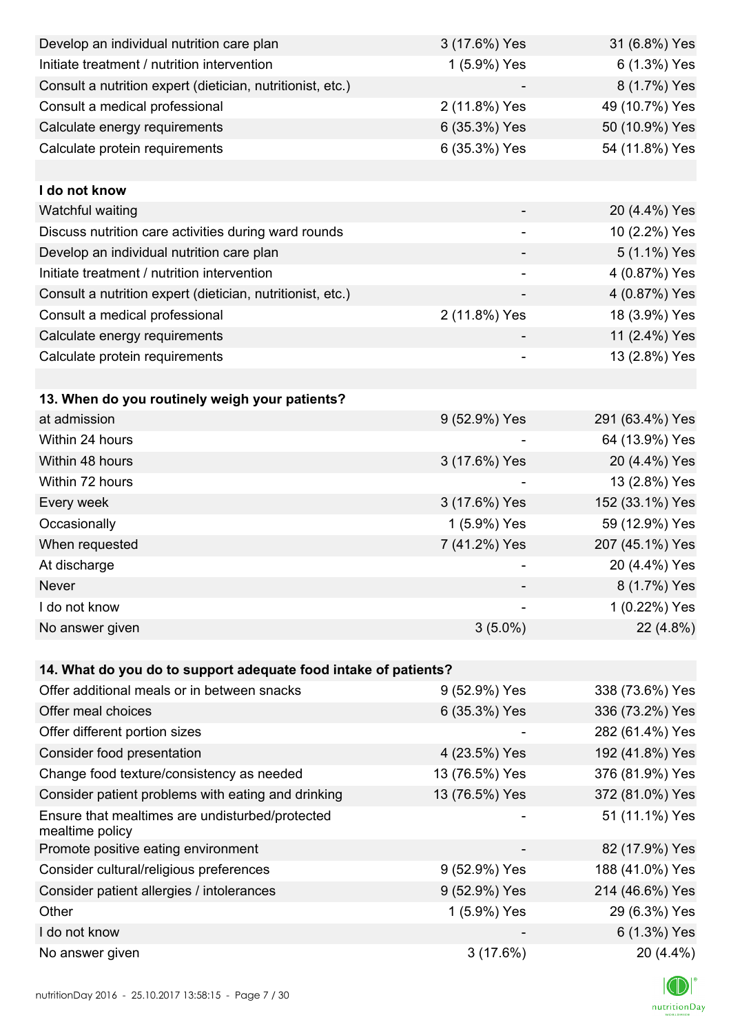| | | |
|---|---|---|
| Develop an individual nutrition care plan | 3 (17.6%) Yes | 31 (6.8%) Yes |
| Initiate treatment / nutrition intervention | 1 (5.9%) Yes | 6 (1.3%) Yes |
| Consult a nutrition expert (dietician, nutritionist, etc.) | - | 8 (1.7%) Yes |
| Consult a medical professional | 2 (11.8%) Yes | 49 (10.7%) Yes |
| Calculate energy requirements | 6 (35.3%) Yes | 50 (10.9%) Yes |
| Calculate protein requirements | 6 (35.3%) Yes | 54 (11.8%) Yes |
| | | |
| **I do not know** | | |
| Watchful waiting | - | 20 (4.4%) Yes |
| Discuss nutrition care activities during ward rounds | - | 10 (2.2%) Yes |
| Develop an individual nutrition care plan | - | 5 (1.1%) Yes |
| Initiate treatment / nutrition intervention | - | 4 (0.87%) Yes |
| Consult a nutrition expert (dietician, nutritionist, etc.) | - | 4 (0.87%) Yes |
| Consult a medical professional | 2 (11.8%) Yes | 18 (3.9%) Yes |
| Calculate energy requirements | - | 11 (2.4%) Yes |
| Calculate protein requirements | - | 13 (2.8%) Yes |

| **13. When do you routinely weigh your patients?** | | |
|---|---|---|
| at admission | 9 (52.9%) Yes | 291 (63.4%) Yes |
| Within 24 hours | - | 64 (13.9%) Yes |
| Within 48 hours | 3 (17.6%) Yes | 20 (4.4%) Yes |
| Within 72 hours | - | 13 (2.8%) Yes |
| Every week | 3 (17.6%) Yes | 152 (33.1%) Yes |
| Occasionally | 1 (5.9%) Yes | 59 (12.9%) Yes |
| When requested | 7 (41.2%) Yes | 207 (45.1%) Yes |
| At discharge | - | 20 (4.4%) Yes |
| Never | - | 8 (1.7%) Yes |
| I do not know | - | 1 (0.22%) Yes |
| No answer given | 3 (5.0%) | 22 (4.8%) |

| **14. What do you do to support adequate food intake of patients?** | | |
|---|---|---|
| Offer additional meals or in between snacks | 9 (52.9%) Yes | 338 (73.6%) Yes |
| Offer meal choices | 6 (35.3%) Yes | 336 (73.2%) Yes |
| Offer different portion sizes | - | 282 (61.4%) Yes |
| Consider food presentation | 4 (23.5%) Yes | 192 (41.8%) Yes |
| Change food texture/consistency as needed | 13 (76.5%) Yes | 376 (81.9%) Yes |
| Consider patient problems with eating and drinking | 13 (76.5%) Yes | 372 (81.0%) Yes |
| Ensure that mealtimes are undisturbed/protected mealtime policy | - | 51 (11.1%) Yes |
| Promote positive eating environment | - | 82 (17.9%) Yes |
| Consider cultural/religious preferences | 9 (52.9%) Yes | 188 (41.0%) Yes |
| Consider patient allergies / intolerances | 9 (52.9%) Yes | 214 (46.6%) Yes |
| Other | 1 (5.9%) Yes | 29 (6.3%) Yes |
| I do not know | - | 6 (1.3%) Yes |
| No answer given | 3 (17.6%) | 20 (4.4%) |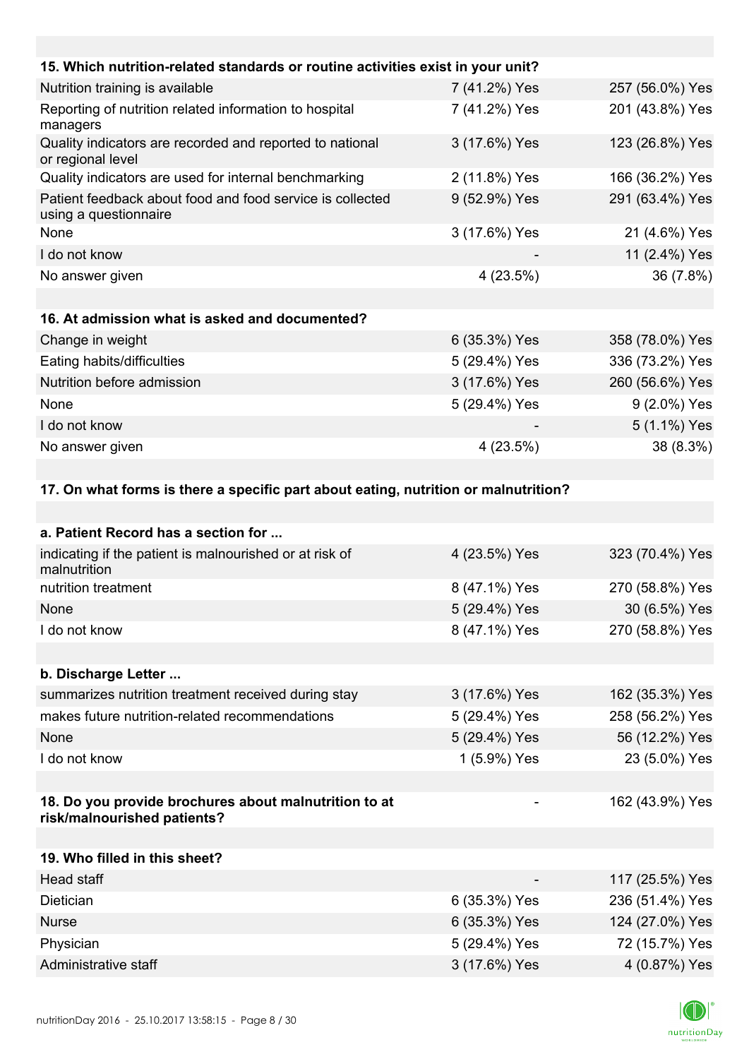| 15. Which nutrition-related standards or routine activities exist in your unit? | | |
|---|---|---|
| Nutrition training is available | 7 (41.2%) Yes | 257 (56.0%) Yes |
| Reporting of nutrition related information to hospital managers | 7 (41.2%) Yes | 201 (43.8%) Yes |
| Quality indicators are recorded and reported to national or regional level | 3 (17.6%) Yes | 123 (26.8%) Yes |
| Quality indicators are used for internal benchmarking | 2 (11.8%) Yes | 166 (36.2%) Yes |
| Patient feedback about food and food service is collected using a questionnaire | 9 (52.9%) Yes | 291 (63.4%) Yes |
| None | 3 (17.6%) Yes | 21 (4.6%) Yes |
| I do not know | - | 11 (2.4%) Yes |
| No answer given | 4 (23.5%) | 36 (7.8%) |

| 16. At admission what is asked and documented? | | |
|---|---|---|
| Change in weight | 6 (35.3%) Yes | 358 (78.0%) Yes |
| Eating habits/difficulties | 5 (29.4%) Yes | 336 (73.2%) Yes |
| Nutrition before admission | 3 (17.6%) Yes | 260 (56.6%) Yes |
| None | 5 (29.4%) Yes | 9 (2.0%) Yes |
| I do not know | - | 5 (1.1%) Yes |
| No answer given | 4 (23.5%) | 38 (8.3%) |

**17. On what forms is there a specific part about eating, nutrition or malnutrition?**

| a. Patient Record has a section for ... | | |
|---|---|---|
| indicating if the patient is malnourished or at risk of malnutrition | 4 (23.5%) Yes | 323 (70.4%) Yes |
| nutrition treatment | 8 (47.1%) Yes | 270 (58.8%) Yes |
| None | 5 (29.4%) Yes | 30 (6.5%) Yes |
| I do not know | 8 (47.1%) Yes | 270 (58.8%) Yes |

| b. Discharge Letter ... | | |
|---|---|---|
| summarizes nutrition treatment received during stay | 3 (17.6%) Yes | 162 (35.3%) Yes |
| makes future nutrition-related recommendations | 5 (29.4%) Yes | 258 (56.2%) Yes |
| None | 5 (29.4%) Yes | 56 (12.2%) Yes |
| I do not know | 1 (5.9%) Yes | 23 (5.0%) Yes |

| 18. Do you provide brochures about malnutrition to at risk/malnourished patients? | - | 162 (43.9%) Yes |
|---|---|---|

| 19. Who filled in this sheet? | | |
|---|---|---|
| Head staff | - | 117 (25.5%) Yes |
| Dietician | 6 (35.3%) Yes | 236 (51.4%) Yes |
| Nurse | 6 (35.3%) Yes | 124 (27.0%) Yes |
| Physician | 5 (29.4%) Yes | 72 (15.7%) Yes |
| Administrative staff | 3 (17.6%) Yes | 4 (0.87%) Yes |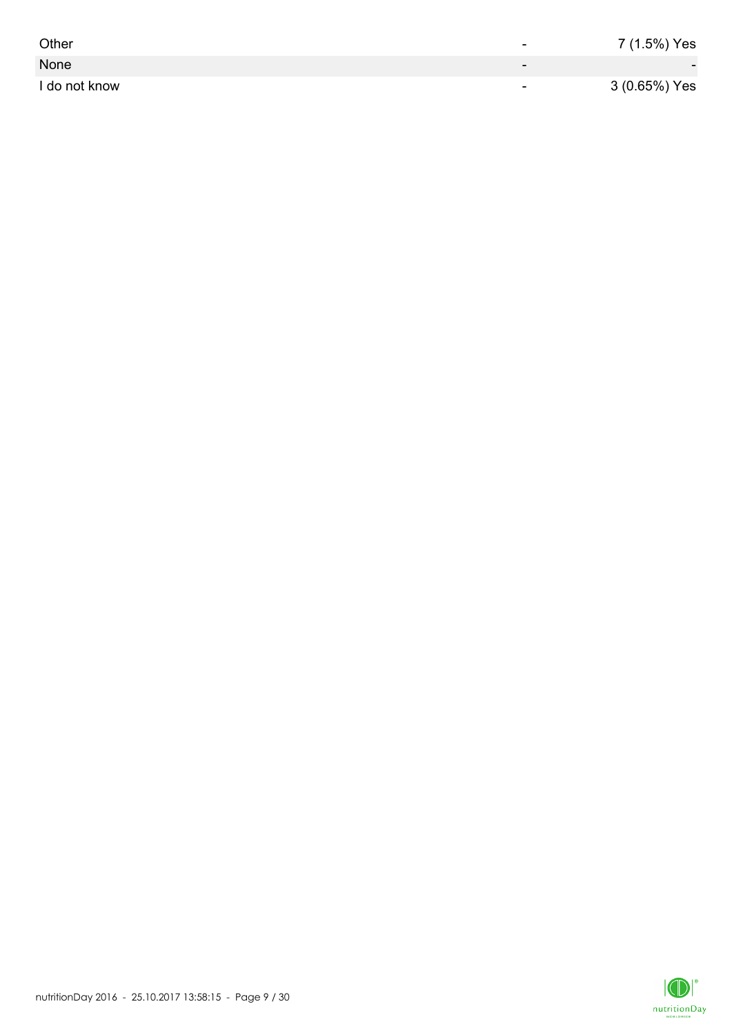| | | |
|---|---|---|
| Other | - | 7 (1.5%) Yes |
| None | - | - |
| I do not know | - | 3 (0.65%) Yes |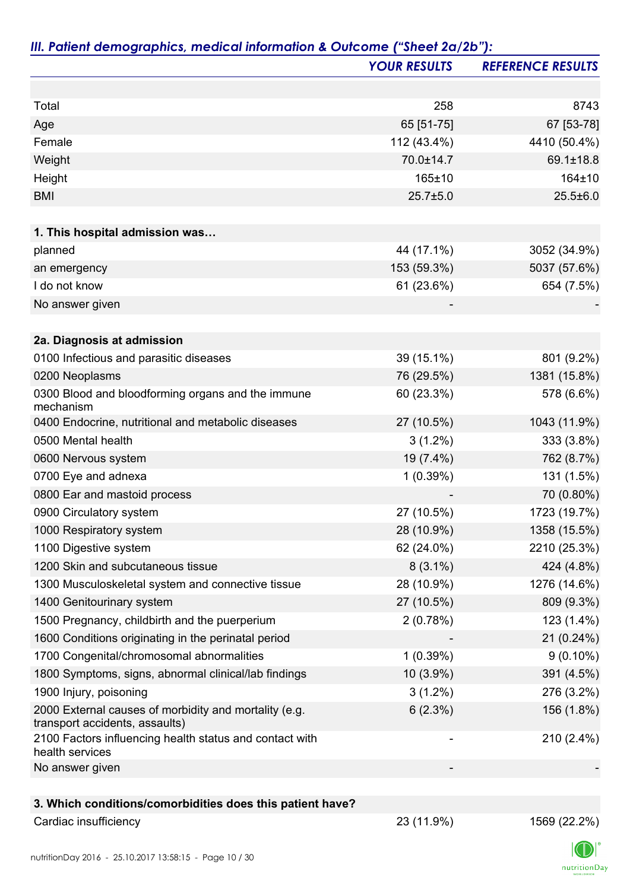## *III. Patient demographics, medical information & Outcome ("Sheet 2a/2b"):*

| | *YOUR RESULTS* | *REFERENCE RESULTS* |
|---|---|---|
| Total | 258 | 8743 |
| Age | 65 [51-75] | 67 [53-78] |
| Female | 112 (43.4%) | 4410 (50.4%) |
| Weight | 70.0±14.7 | 69.1±18.8 |
| Height | 165±10 | 164±10 |
| BMI | 25.7±5.0 | 25.5±6.0 |
| **1. This hospital admission was…** | | |
| planned | 44 (17.1%) | 3052 (34.9%) |
| an emergency | 153 (59.3%) | 5037 (57.6%) |
| I do not know | 61 (23.6%) | 654 (7.5%) |
| No answer given | - | - |
| **2a. Diagnosis at admission** | | |
| 0100 Infectious and parasitic diseases | 39 (15.1%) | 801 (9.2%) |
| 0200 Neoplasms | 76 (29.5%) | 1381 (15.8%) |
| 0300 Blood and bloodforming organs and the immune mechanism | 60 (23.3%) | 578 (6.6%) |
| 0400 Endocrine, nutritional and metabolic diseases | 27 (10.5%) | 1043 (11.9%) |
| 0500 Mental health | 3 (1.2%) | 333 (3.8%) |
| 0600 Nervous system | 19 (7.4%) | 762 (8.7%) |
| 0700 Eye and adnexa | 1 (0.39%) | 131 (1.5%) |
| 0800 Ear and mastoid process | - | 70 (0.80%) |
| 0900 Circulatory system | 27 (10.5%) | 1723 (19.7%) |
| 1000 Respiratory system | 28 (10.9%) | 1358 (15.5%) |
| 1100 Digestive system | 62 (24.0%) | 2210 (25.3%) |
| 1200 Skin and subcutaneous tissue | 8 (3.1%) | 424 (4.8%) |
| 1300 Musculoskeletal system and connective tissue | 28 (10.9%) | 1276 (14.6%) |
| 1400 Genitourinary system | 27 (10.5%) | 809 (9.3%) |
| 1500 Pregnancy, childbirth and the puerperium | 2 (0.78%) | 123 (1.4%) |
| 1600 Conditions originating in the perinatal period | - | 21 (0.24%) |
| 1700 Congenital/chromosomal abnormalities | 1 (0.39%) | 9 (0.10%) |
| 1800 Symptoms, signs, abnormal clinical/lab findings | 10 (3.9%) | 391 (4.5%) |
| 1900 Injury, poisoning | 3 (1.2%) | 276 (3.2%) |
| 2000 External causes of morbidity and mortality (e.g. transport accidents, assaults) | 6 (2.3%) | 156 (1.8%) |
| 2100 Factors influencing health status and contact with health services | - | 210 (2.4%) |
| No answer given | - | - |
| **3. Which conditions/comorbidities does this patient have?** | | |
| Cardiac insufficiency | 23 (11.9%) | 1569 (22.2%) |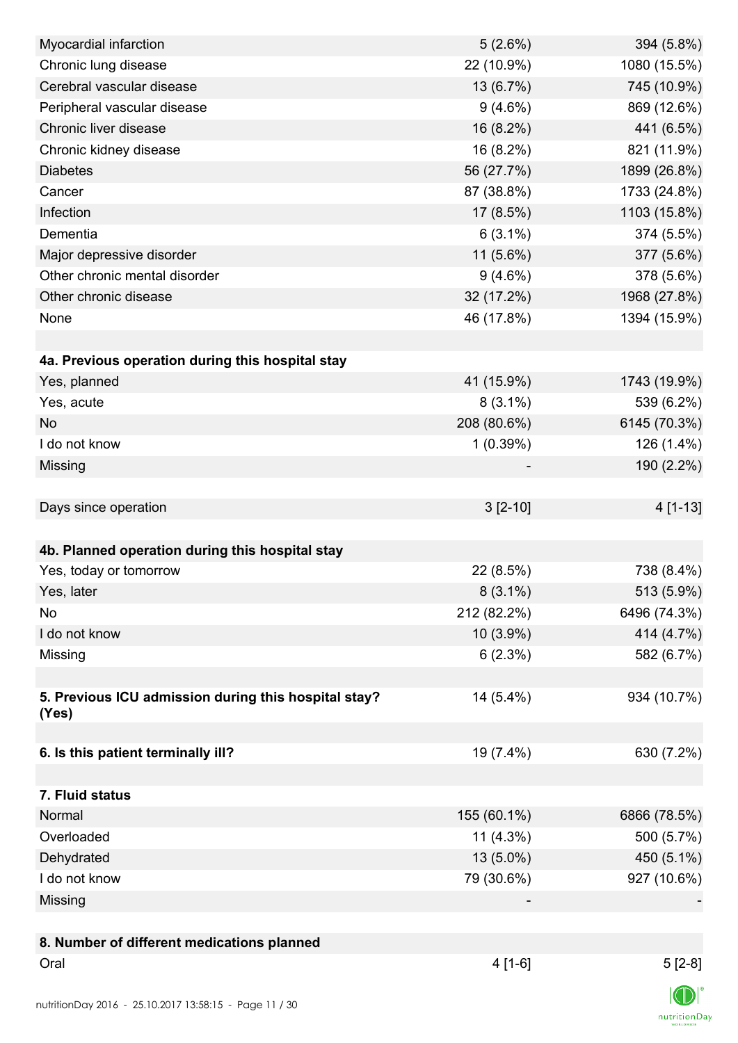| | | |
|---|---|---|
| Myocardial infarction | 5 (2.6%) | 394 (5.8%) |
| Chronic lung disease | 22 (10.9%) | 1080 (15.5%) |
| Cerebral vascular disease | 13 (6.7%) | 745 (10.9%) |
| Peripheral vascular disease | 9 (4.6%) | 869 (12.6%) |
| Chronic liver disease | 16 (8.2%) | 441 (6.5%) |
| Chronic kidney disease | 16 (8.2%) | 821 (11.9%) |
| Diabetes | 56 (27.7%) | 1899 (26.8%) |
| Cancer | 87 (38.8%) | 1733 (24.8%) |
| Infection | 17 (8.5%) | 1103 (15.8%) |
| Dementia | 6 (3.1%) | 374 (5.5%) |
| Major depressive disorder | 11 (5.6%) | 377 (5.6%) |
| Other chronic mental disorder | 9 (4.6%) | 378 (5.6%) |
| Other chronic disease | 32 (17.2%) | 1968 (27.8%) |
| None | 46 (17.8%) | 1394 (15.9%) |
| | | |
| **4a. Previous operation during this hospital stay** | | |
| Yes, planned | 41 (15.9%) | 1743 (19.9%) |
| Yes, acute | 8 (3.1%) | 539 (6.2%) |
| No | 208 (80.6%) | 6145 (70.3%) |
| I do not know | 1 (0.39%) | 126 (1.4%) |
| Missing | - | 190 (2.2%) |
| | | |
| Days since operation | 3 [2-10] | 4 [1-13] |
| | | |
| **4b. Planned operation during this hospital stay** | | |
| Yes, today or tomorrow | 22 (8.5%) | 738 (8.4%) |
| Yes, later | 8 (3.1%) | 513 (5.9%) |
| No | 212 (82.2%) | 6496 (74.3%) |
| I do not know | 10 (3.9%) | 414 (4.7%) |
| Missing | 6 (2.3%) | 582 (6.7%) |
| | | |
| **5. Previous ICU admission during this hospital stay? (Yes)** | 14 (5.4%) | 934 (10.7%) |
| | | |
| **6. Is this patient terminally ill?** | 19 (7.4%) | 630 (7.2%) |
| | | |
| **7. Fluid status** | | |
| Normal | 155 (60.1%) | 6866 (78.5%) |
| Overloaded | 11 (4.3%) | 500 (5.7%) |
| Dehydrated | 13 (5.0%) | 450 (5.1%) |
| I do not know | 79 (30.6%) | 927 (10.6%) |
| Missing | - | - |
| | | |
| **8. Number of different medications planned** | | |
| Oral | 4 [1-6] | 5 [2-8] |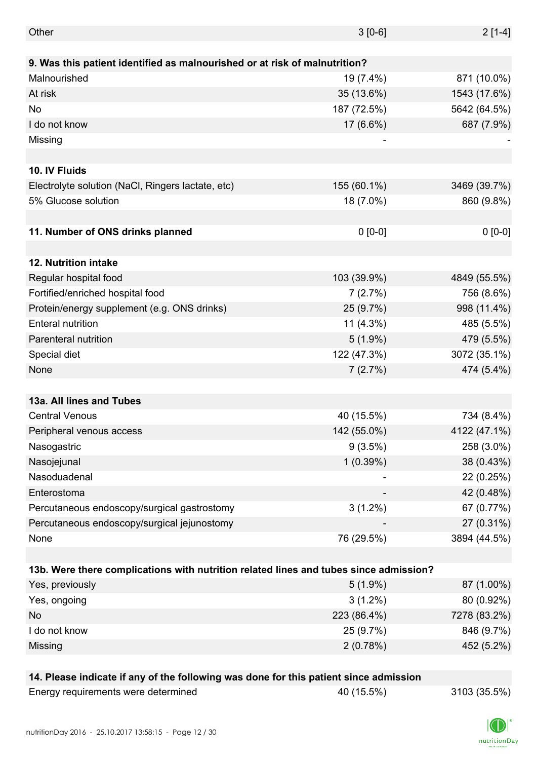| | | |
|---|---|---|
| Other | 3 [0-6] | 2 [1-4] |
| **9. Was this patient identified as malnourished or at risk of malnutrition?** | | |
| Malnourished | 19 (7.4%) | 871 (10.0%) |
| At risk | 35 (13.6%) | 1543 (17.6%) |
| No | 187 (72.5%) | 5642 (64.5%) |
| I do not know | 17 (6.6%) | 687 (7.9%) |
| Missing | - | - |
| **10. IV Fluids** | | |
| Electrolyte solution (NaCl, Ringers lactate, etc) | 155 (60.1%) | 3469 (39.7%) |
| 5% Glucose solution | 18 (7.0%) | 860 (9.8%) |
| **11. Number of ONS drinks planned** | 0 [0-0] | 0 [0-0] |
| **12. Nutrition intake** | | |
| Regular hospital food | 103 (39.9%) | 4849 (55.5%) |
| Fortified/enriched hospital food | 7 (2.7%) | 756 (8.6%) |
| Protein/energy supplement (e.g. ONS drinks) | 25 (9.7%) | 998 (11.4%) |
| Enteral nutrition | 11 (4.3%) | 485 (5.5%) |
| Parenteral nutrition | 5 (1.9%) | 479 (5.5%) |
| Special diet | 122 (47.3%) | 3072 (35.1%) |
| None | 7 (2.7%) | 474 (5.4%) |
| **13a. All lines and Tubes** | | |
| Central Venous | 40 (15.5%) | 734 (8.4%) |
| Peripheral venous access | 142 (55.0%) | 4122 (47.1%) |
| Nasogastric | 9 (3.5%) | 258 (3.0%) |
| Nasojejunal | 1 (0.39%) | 38 (0.43%) |
| Nasoduadenal | - | 22 (0.25%) |
| Enterostoma | - | 42 (0.48%) |
| Percutaneous endoscopy/surgical gastrostomy | 3 (1.2%) | 67 (0.77%) |
| Percutaneous endoscopy/surgical jejunostomy | - | 27 (0.31%) |
| None | 76 (29.5%) | 3894 (44.5%) |
| **13b. Were there complications with nutrition related lines and tubes since admission?** | | |
| Yes, previously | 5 (1.9%) | 87 (1.00%) |
| Yes, ongoing | 3 (1.2%) | 80 (0.92%) |
| No | 223 (86.4%) | 7278 (83.2%) |
| I do not know | 25 (9.7%) | 846 (9.7%) |
| Missing | 2 (0.78%) | 452 (5.2%) |
| **14. Please indicate if any of the following was done for this patient since admission** | | |
| Energy requirements were determined | 40 (15.5%) | 3103 (35.5%) |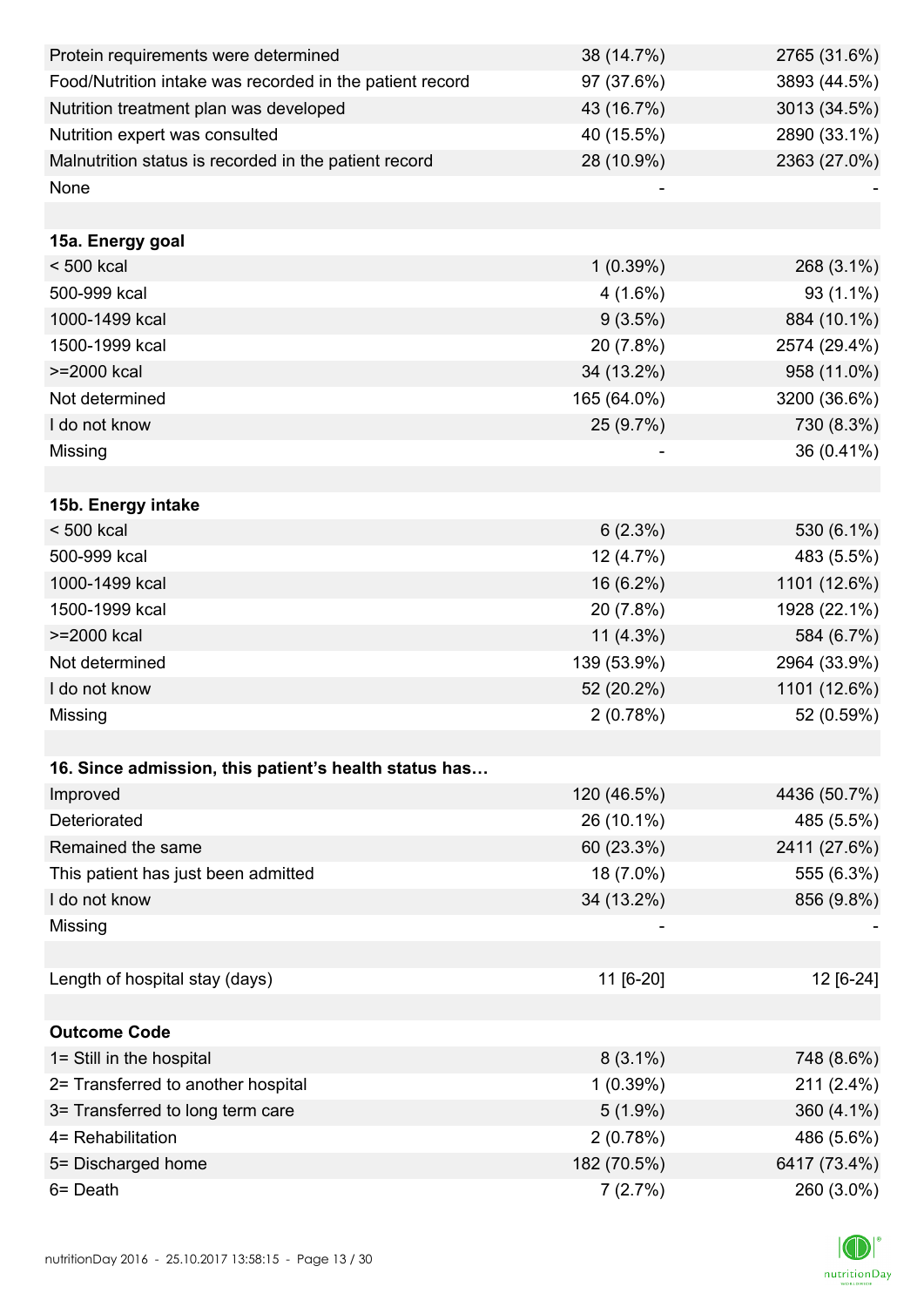| | | |
|---|---|---|
| Protein requirements were determined | 38 (14.7%) | 2765 (31.6%) |
| Food/Nutrition intake was recorded in the patient record | 97 (37.6%) | 3893 (44.5%) |
| Nutrition treatment plan was developed | 43 (16.7%) | 3013 (34.5%) |
| Nutrition expert was consulted | 40 (15.5%) | 2890 (33.1%) |
| Malnutrition status is recorded in the patient record | 28 (10.9%) | 2363 (27.0%) |
| None | - | - |
| | | |
| **15a. Energy goal** | | |
| < 500 kcal | 1 (0.39%) | 268 (3.1%) |
| 500-999 kcal | 4 (1.6%) | 93 (1.1%) |
| 1000-1499 kcal | 9 (3.5%) | 884 (10.1%) |
| 1500-1999 kcal | 20 (7.8%) | 2574 (29.4%) |
| >=2000 kcal | 34 (13.2%) | 958 (11.0%) |
| Not determined | 165 (64.0%) | 3200 (36.6%) |
| I do not know | 25 (9.7%) | 730 (8.3%) |
| Missing | - | 36 (0.41%) |
| | | |
| **15b. Energy intake** | | |
| < 500 kcal | 6 (2.3%) | 530 (6.1%) |
| 500-999 kcal | 12 (4.7%) | 483 (5.5%) |
| 1000-1499 kcal | 16 (6.2%) | 1101 (12.6%) |
| 1500-1999 kcal | 20 (7.8%) | 1928 (22.1%) |
| >=2000 kcal | 11 (4.3%) | 584 (6.7%) |
| Not determined | 139 (53.9%) | 2964 (33.9%) |
| I do not know | 52 (20.2%) | 1101 (12.6%) |
| Missing | 2 (0.78%) | 52 (0.59%) |
| | | |
| **16. Since admission, this patient's health status has…** | | |
| Improved | 120 (46.5%) | 4436 (50.7%) |
| Deteriorated | 26 (10.1%) | 485 (5.5%) |
| Remained the same | 60 (23.3%) | 2411 (27.6%) |
| This patient has just been admitted | 18 (7.0%) | 555 (6.3%) |
| I do not know | 34 (13.2%) | 856 (9.8%) |
| Missing | - | - |
| | | |
| Length of hospital stay (days) | 11 [6-20] | 12 [6-24] |
| | | |
| **Outcome Code** | | |
| 1= Still in the hospital | 8 (3.1%) | 748 (8.6%) |
| 2= Transferred to another hospital | 1 (0.39%) | 211 (2.4%) |
| 3= Transferred to long term care | 5 (1.9%) | 360 (4.1%) |
| 4= Rehabilitation | 2 (0.78%) | 486 (5.6%) |
| 5= Discharged home | 182 (70.5%) | 6417 (73.4%) |
| 6= Death | 7 (2.7%) | 260 (3.0%) |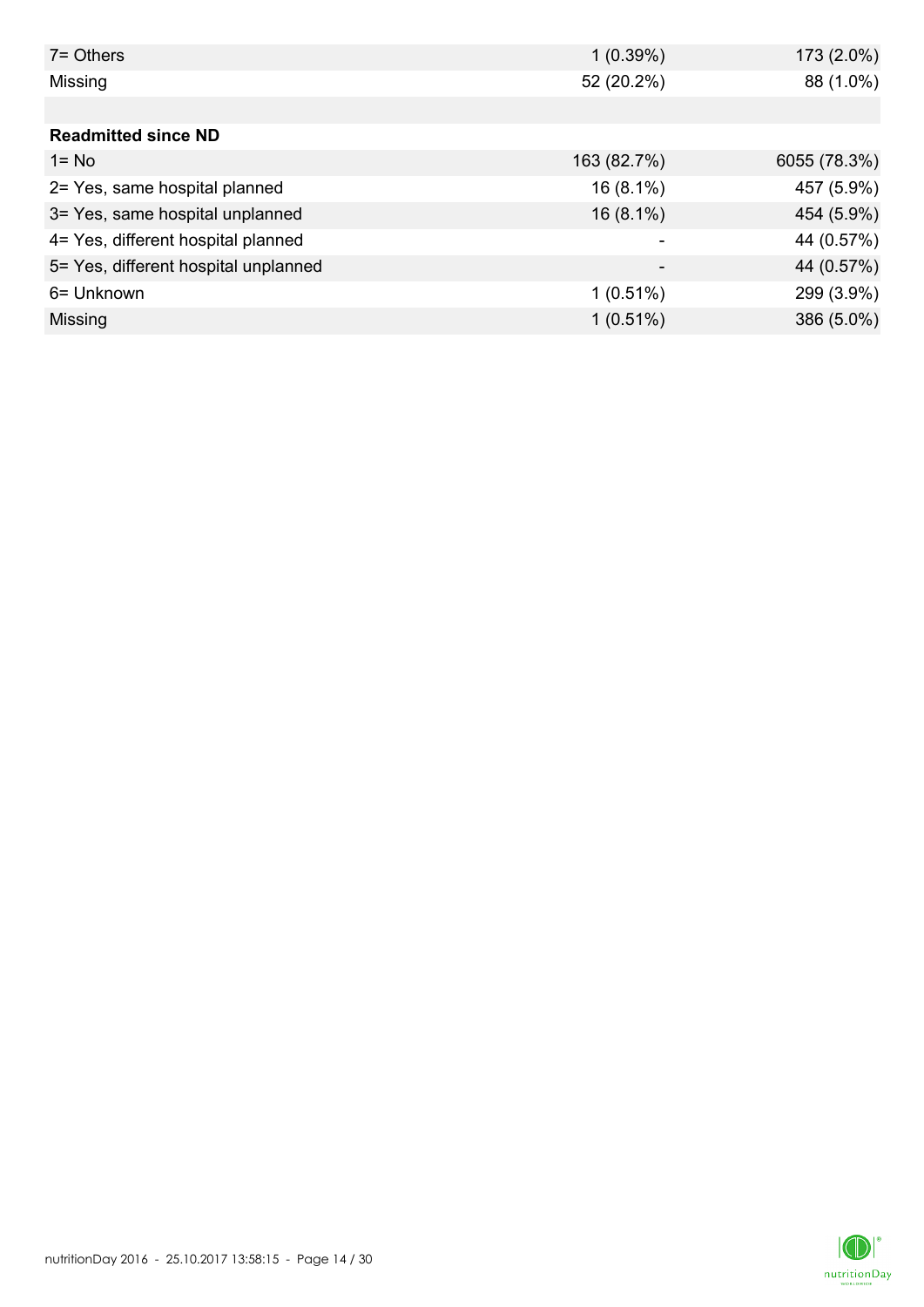| | | |
|---|---|---|
| 7= Others | 1 (0.39%) | 173 (2.0%) |
| Missing | 52 (20.2%) | 88 (1.0%) |
| | | |
| **Readmitted since ND** | | |
| 1= No | 163 (82.7%) | 6055 (78.3%) |
| 2= Yes, same hospital planned | 16 (8.1%) | 457 (5.9%) |
| 3= Yes, same hospital unplanned | 16 (8.1%) | 454 (5.9%) |
| 4= Yes, different hospital planned | - | 44 (0.57%) |
| 5= Yes, different hospital unplanned | - | 44 (0.57%) |
| 6= Unknown | 1 (0.51%) | 299 (3.9%) |
| Missing | 1 (0.51%) | 386 (5.0%) |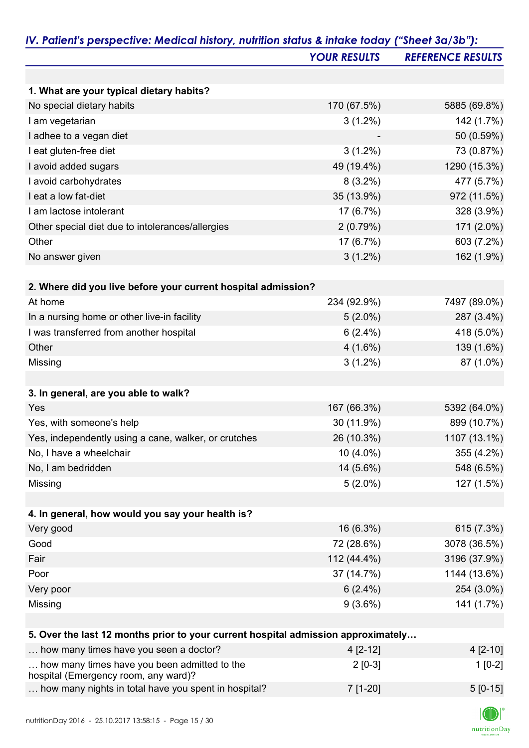## *IV. Patient's perspective: Medical history, nutrition status & intake today ("Sheet 3a/3b"):*

| | *YOUR RESULTS* | *REFERENCE RESULTS* |
|---|---|---|
| **1. What are your typical dietary habits?** | | |
| No special dietary habits | 170 (67.5%) | 5885 (69.8%) |
| I am vegetarian | 3 (1.2%) | 142 (1.7%) |
| I adhee to a vegan diet | - | 50 (0.59%) |
| I eat gluten-free diet | 3 (1.2%) | 73 (0.87%) |
| I avoid added sugars | 49 (19.4%) | 1290 (15.3%) |
| I avoid carbohydrates | 8 (3.2%) | 477 (5.7%) |
| I eat a low fat-diet | 35 (13.9%) | 972 (11.5%) |
| I am lactose intolerant | 17 (6.7%) | 328 (3.9%) |
| Other special diet due to intolerances/allergies | 2 (0.79%) | 171 (2.0%) |
| Other | 17 (6.7%) | 603 (7.2%) |
| No answer given | 3 (1.2%) | 162 (1.9%) |
| **2. Where did you live before your current hospital admission?** | | |
| At home | 234 (92.9%) | 7497 (89.0%) |
| In a nursing home or other live-in facility | 5 (2.0%) | 287 (3.4%) |
| I was transferred from another hospital | 6 (2.4%) | 418 (5.0%) |
| Other | 4 (1.6%) | 139 (1.6%) |
| Missing | 3 (1.2%) | 87 (1.0%) |
| **3. In general, are you able to walk?** | | |
| Yes | 167 (66.3%) | 5392 (64.0%) |
| Yes, with someone's help | 30 (11.9%) | 899 (10.7%) |
| Yes, independently using a cane, walker, or crutches | 26 (10.3%) | 1107 (13.1%) |
| No, I have a wheelchair | 10 (4.0%) | 355 (4.2%) |
| No, I am bedridden | 14 (5.6%) | 548 (6.5%) |
| Missing | 5 (2.0%) | 127 (1.5%) |
| **4. In general, how would you say your health is?** | | |
| Very good | 16 (6.3%) | 615 (7.3%) |
| Good | 72 (28.6%) | 3078 (36.5%) |
| Fair | 112 (44.4%) | 3196 (37.9%) |
| Poor | 37 (14.7%) | 1144 (13.6%) |
| Very poor | 6 (2.4%) | 254 (3.0%) |
| Missing | 9 (3.6%) | 141 (1.7%) |
| **5. Over the last 12 months prior to your current hospital admission approximately…** | | |
| … how many times have you seen a doctor? | 4 [2-12] | 4 [2-10] |
| … how many times have you been admitted to the hospital (Emergency room, any ward)? | 2 [0-3] | 1 [0-2] |
| … how many nights in total have you spent in hospital? | 7 [1-20] | 5 [0-15] |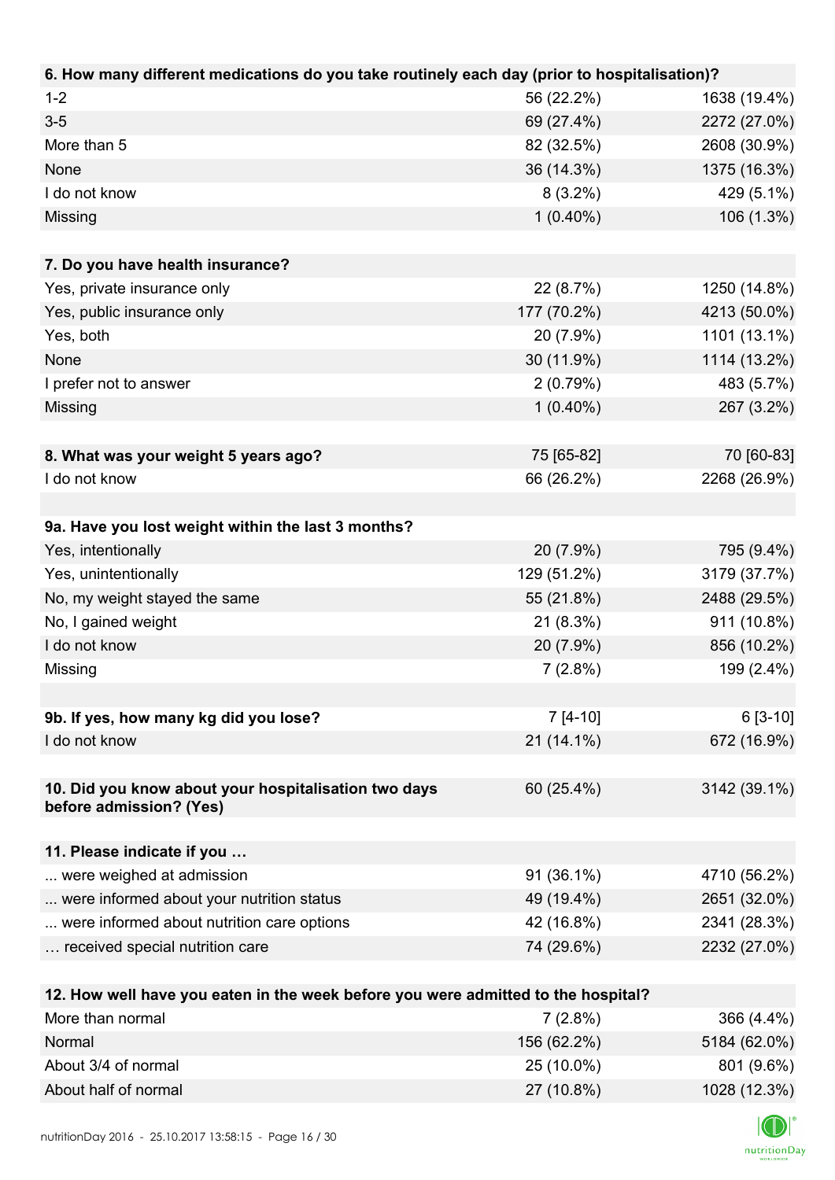| 6. How many different medications do you take routinely each day (prior to hospitalisation)? | | |
|---|---|---|
| 1-2 | 56 (22.2%) | 1638 (19.4%) |
| 3-5 | 69 (27.4%) | 2272 (27.0%) |
| More than 5 | 82 (32.5%) | 2608 (30.9%) |
| None | 36 (14.3%) | 1375 (16.3%) |
| I do not know | 8 (3.2%) | 429 (5.1%) |
| Missing | 1 (0.40%) | 106 (1.3%) |

| 7. Do you have health insurance? | | |
|---|---|---|
| Yes, private insurance only | 22 (8.7%) | 1250 (14.8%) |
| Yes, public insurance only | 177 (70.2%) | 4213 (50.0%) |
| Yes, both | 20 (7.9%) | 1101 (13.1%) |
| None | 30 (11.9%) | 1114 (13.2%) |
| I prefer not to answer | 2 (0.79%) | 483 (5.7%) |
| Missing | 1 (0.40%) | 267 (3.2%) |

| 8. What was your weight 5 years ago? | 75 [65-82] | 70 [60-83] |
|---|---|---|
| I do not know | 66 (26.2%) | 2268 (26.9%) |

| 9a. Have you lost weight within the last 3 months? | | |
|---|---|---|
| Yes, intentionally | 20 (7.9%) | 795 (9.4%) |
| Yes, unintentionally | 129 (51.2%) | 3179 (37.7%) |
| No, my weight stayed the same | 55 (21.8%) | 2488 (29.5%) |
| No, I gained weight | 21 (8.3%) | 911 (10.8%) |
| I do not know | 20 (7.9%) | 856 (10.2%) |
| Missing | 7 (2.8%) | 199 (2.4%) |

| 9b. If yes, how many kg did you lose? | 7 [4-10] | 6 [3-10] |
|---|---|---|
| I do not know | 21 (14.1%) | 672 (16.9%) |

| 10. Did you know about your hospitalisation two days before admission? (Yes) | 60 (25.4%) | 3142 (39.1%) |
|---|---|---|

| 11. Please indicate if you … | | |
|---|---|---|
| ... were weighed at admission | 91 (36.1%) | 4710 (56.2%) |
| ... were informed about your nutrition status | 49 (19.4%) | 2651 (32.0%) |
| ... were informed about nutrition care options | 42 (16.8%) | 2341 (28.3%) |
| … received special nutrition care | 74 (29.6%) | 2232 (27.0%) |

| 12. How well have you eaten in the week before you were admitted to the hospital? | | |
|---|---|---|
| More than normal | 7 (2.8%) | 366 (4.4%) |
| Normal | 156 (62.2%) | 5184 (62.0%) |
| About 3/4 of normal | 25 (10.0%) | 801 (9.6%) |
| About half of normal | 27 (10.8%) | 1028 (12.3%) |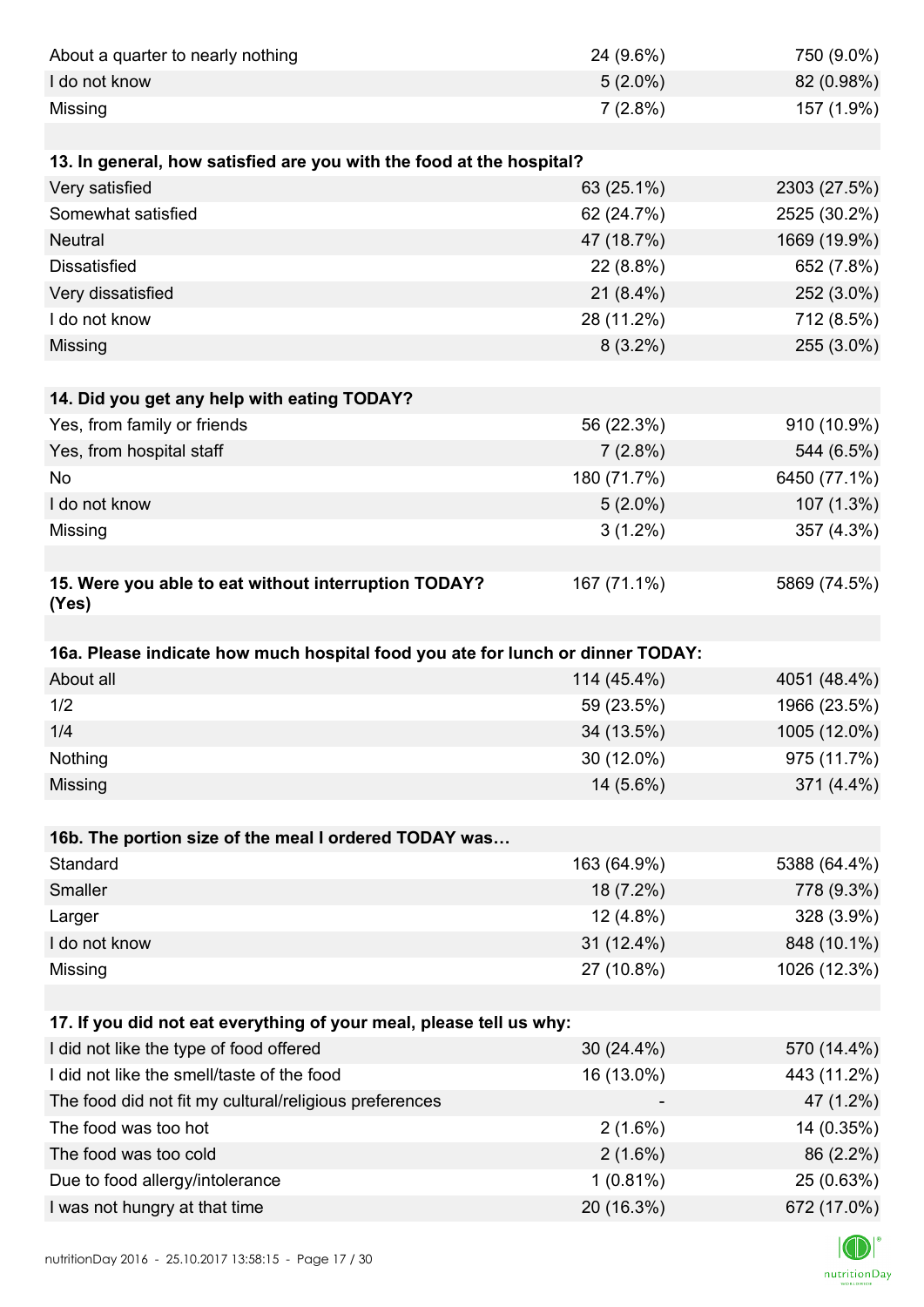| | | |
|---|---|---|
| About a quarter to nearly nothing | 24 (9.6%) | 750 (9.0%) |
| I do not know | 5 (2.0%) | 82 (0.98%) |
| Missing | 7 (2.8%) | 157 (1.9%) |

| **13. In general, how satisfied are you with the food at the hospital?** | | |
|---|---|---|
| Very satisfied | 63 (25.1%) | 2303 (27.5%) |
| Somewhat satisfied | 62 (24.7%) | 2525 (30.2%) |
| Neutral | 47 (18.7%) | 1669 (19.9%) |
| Dissatisfied | 22 (8.8%) | 652 (7.8%) |
| Very dissatisfied | 21 (8.4%) | 252 (3.0%) |
| I do not know | 28 (11.2%) | 712 (8.5%) |
| Missing | 8 (3.2%) | 255 (3.0%) |

| **14. Did you get any help with eating TODAY?** | | |
|---|---|---|
| Yes, from family or friends | 56 (22.3%) | 910 (10.9%) |
| Yes, from hospital staff | 7 (2.8%) | 544 (6.5%) |
| No | 180 (71.7%) | 6450 (77.1%) |
| I do not know | 5 (2.0%) | 107 (1.3%) |
| Missing | 3 (1.2%) | 357 (4.3%) |

| **15. Were you able to eat without interruption TODAY? (Yes)** | 167 (71.1%) | 5869 (74.5%) |
|---|---|---|

| **16a. Please indicate how much hospital food you ate for lunch or dinner TODAY:** | | |
|---|---|---|
| About all | 114 (45.4%) | 4051 (48.4%) |
| 1/2 | 59 (23.5%) | 1966 (23.5%) |
| 1/4 | 34 (13.5%) | 1005 (12.0%) |
| Nothing | 30 (12.0%) | 975 (11.7%) |
| Missing | 14 (5.6%) | 371 (4.4%) |

| **16b. The portion size of the meal I ordered TODAY was…** | | |
|---|---|---|
| Standard | 163 (64.9%) | 5388 (64.4%) |
| Smaller | 18 (7.2%) | 778 (9.3%) |
| Larger | 12 (4.8%) | 328 (3.9%) |
| I do not know | 31 (12.4%) | 848 (10.1%) |
| Missing | 27 (10.8%) | 1026 (12.3%) |

| **17. If you did not eat everything of your meal, please tell us why:** | | |
|---|---|---|
| I did not like the type of food offered | 30 (24.4%) | 570 (14.4%) |
| I did not like the smell/taste of the food | 16 (13.0%) | 443 (11.2%) |
| The food did not fit my cultural/religious preferences | - | 47 (1.2%) |
| The food was too hot | 2 (1.6%) | 14 (0.35%) |
| The food was too cold | 2 (1.6%) | 86 (2.2%) |
| Due to food allergy/intolerance | 1 (0.81%) | 25 (0.63%) |
| I was not hungry at that time | 20 (16.3%) | 672 (17.0%) |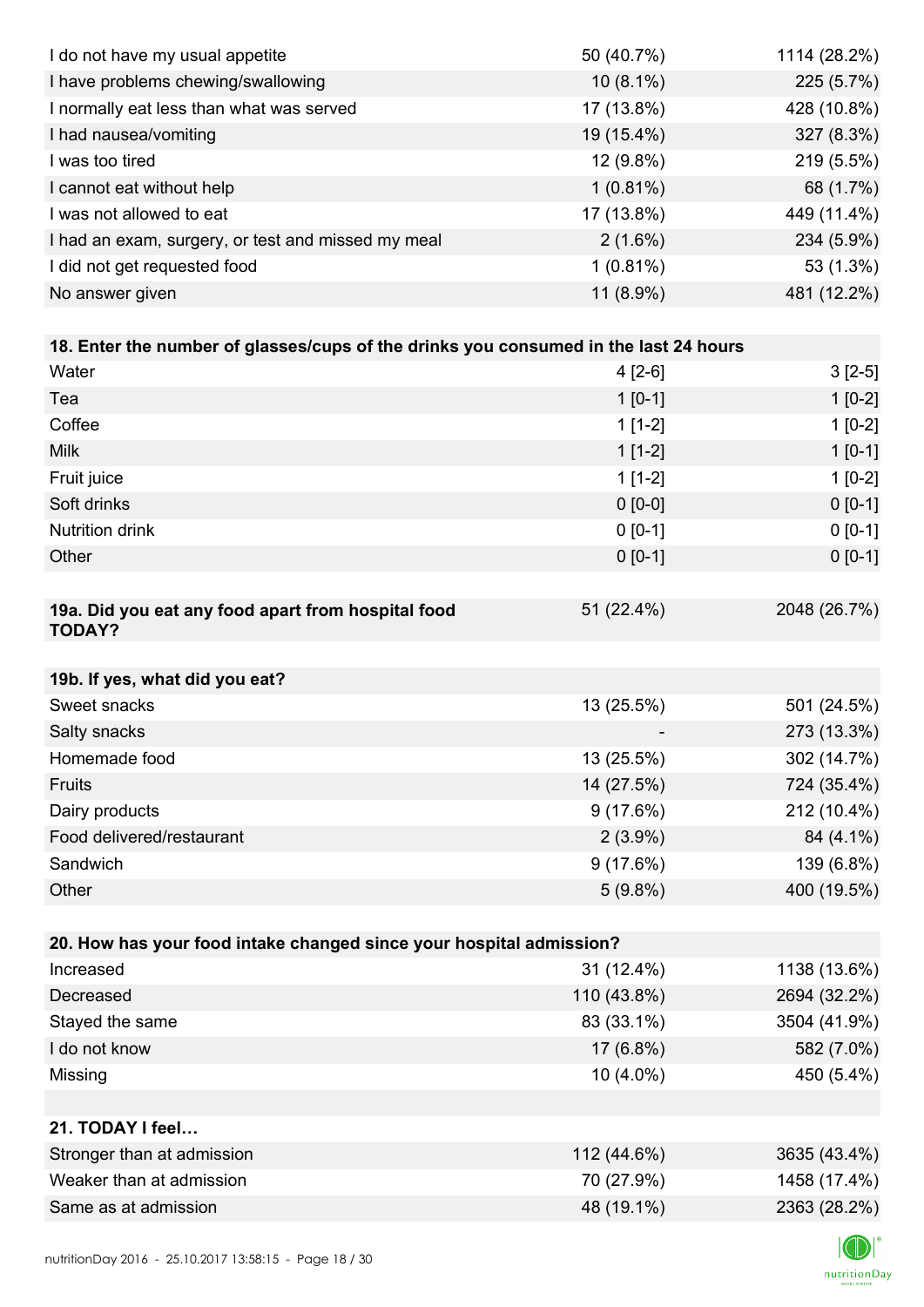| | | |
|---|---|---|
| I do not have my usual appetite | 50 (40.7%) | 1114 (28.2%) |
| I have problems chewing/swallowing | 10 (8.1%) | 225 (5.7%) |
| I normally eat less than what was served | 17 (13.8%) | 428 (10.8%) |
| I had nausea/vomiting | 19 (15.4%) | 327 (8.3%) |
| I was too tired | 12 (9.8%) | 219 (5.5%) |
| I cannot eat without help | 1 (0.81%) | 68 (1.7%) |
| I was not allowed to eat | 17 (13.8%) | 449 (11.4%) |
| I had an exam, surgery, or test and missed my meal | 2 (1.6%) | 234 (5.9%) |
| I did not get requested food | 1 (0.81%) | 53 (1.3%) |
| No answer given | 11 (8.9%) | 481 (12.2%) |

| **18. Enter the number of glasses/cups of the drinks you consumed in the last 24 hours** | | |
|---|---|---|
| Water | 4 [2-6] | 3 [2-5] |
| Tea | 1 [0-1] | 1 [0-2] |
| Coffee | 1 [1-2] | 1 [0-2] |
| Milk | 1 [1-2] | 1 [0-1] |
| Fruit juice | 1 [1-2] | 1 [0-2] |
| Soft drinks | 0 [0-0] | 0 [0-1] |
| Nutrition drink | 0 [0-1] | 0 [0-1] |
| Other | 0 [0-1] | 0 [0-1] |

| **19a. Did you eat any food apart from hospital food TODAY?** | 51 (22.4%) | 2048 (26.7%) |
|---|---|---|

| **19b. If yes, what did you eat?** | | |
|---|---|---|
| Sweet snacks | 13 (25.5%) | 501 (24.5%) |
| Salty snacks | - | 273 (13.3%) |
| Homemade food | 13 (25.5%) | 302 (14.7%) |
| Fruits | 14 (27.5%) | 724 (35.4%) |
| Dairy products | 9 (17.6%) | 212 (10.4%) |
| Food delivered/restaurant | 2 (3.9%) | 84 (4.1%) |
| Sandwich | 9 (17.6%) | 139 (6.8%) |
| Other | 5 (9.8%) | 400 (19.5%) |

| **20. How has your food intake changed since your hospital admission?** | | |
|---|---|---|
| Increased | 31 (12.4%) | 1138 (13.6%) |
| Decreased | 110 (43.8%) | 2694 (32.2%) |
| Stayed the same | 83 (33.1%) | 3504 (41.9%) |
| I do not know | 17 (6.8%) | 582 (7.0%) |
| Missing | 10 (4.0%) | 450 (5.4%) |

| **21. TODAY I feel…** | | |
|---|---|---|
| Stronger than at admission | 112 (44.6%) | 3635 (43.4%) |
| Weaker than at admission | 70 (27.9%) | 1458 (17.4%) |
| Same as at admission | 48 (19.1%) | 2363 (28.2%) |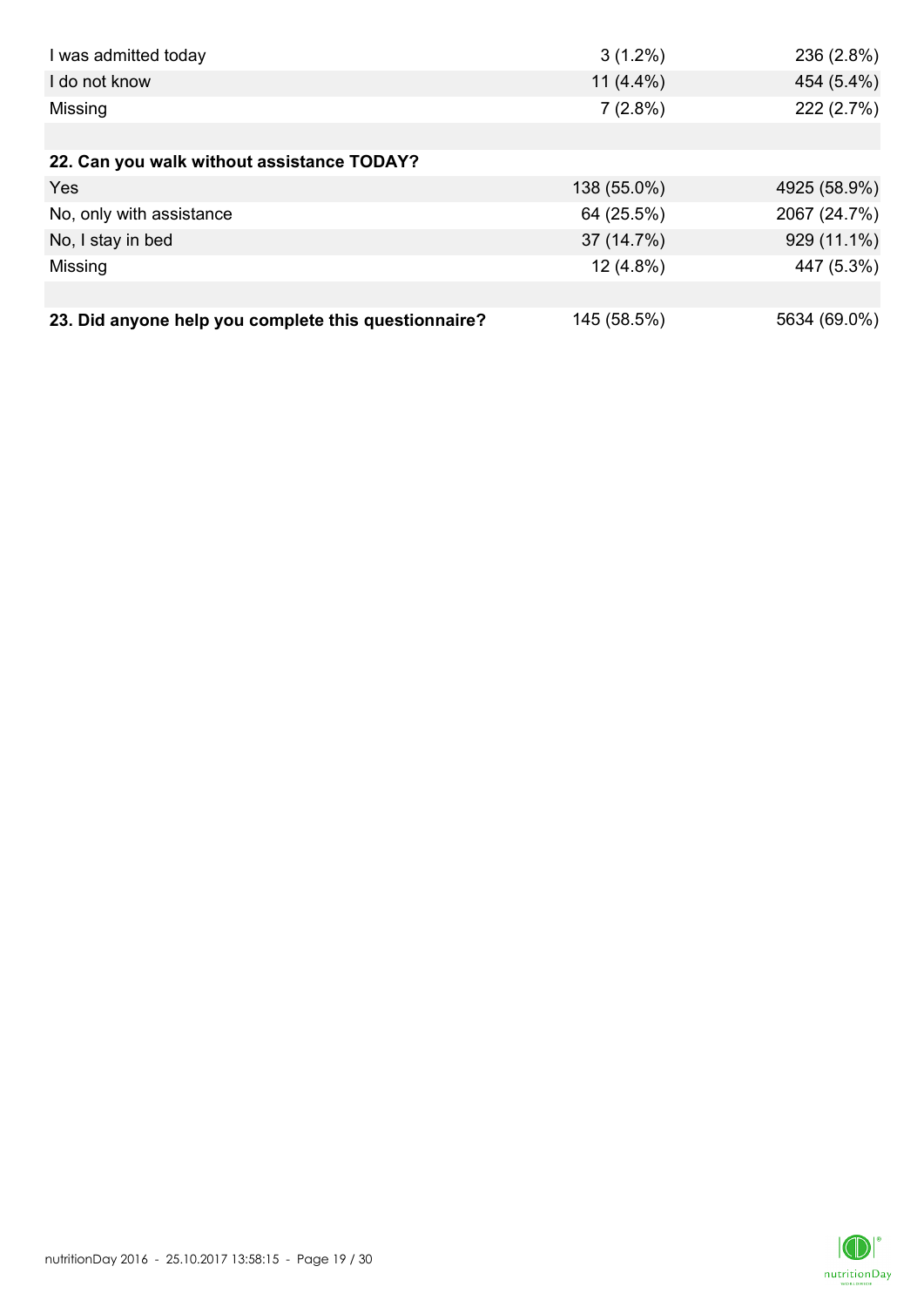| | | |
|---|---|---|
| I was admitted today | 3 (1.2%) | 236 (2.8%) |
| I do not know | 11 (4.4%) | 454 (5.4%) |
| Missing | 7 (2.8%) | 222 (2.7%) |
| | | |
| **22. Can you walk without assistance TODAY?** | | |
| Yes | 138 (55.0%) | 4925 (58.9%) |
| No, only with assistance | 64 (25.5%) | 2067 (24.7%) |
| No, I stay in bed | 37 (14.7%) | 929 (11.1%) |
| Missing | 12 (4.8%) | 447 (5.3%) |
| | | |
| **23. Did anyone help you complete this questionnaire?** | 145 (58.5%) | 5634 (69.0%) |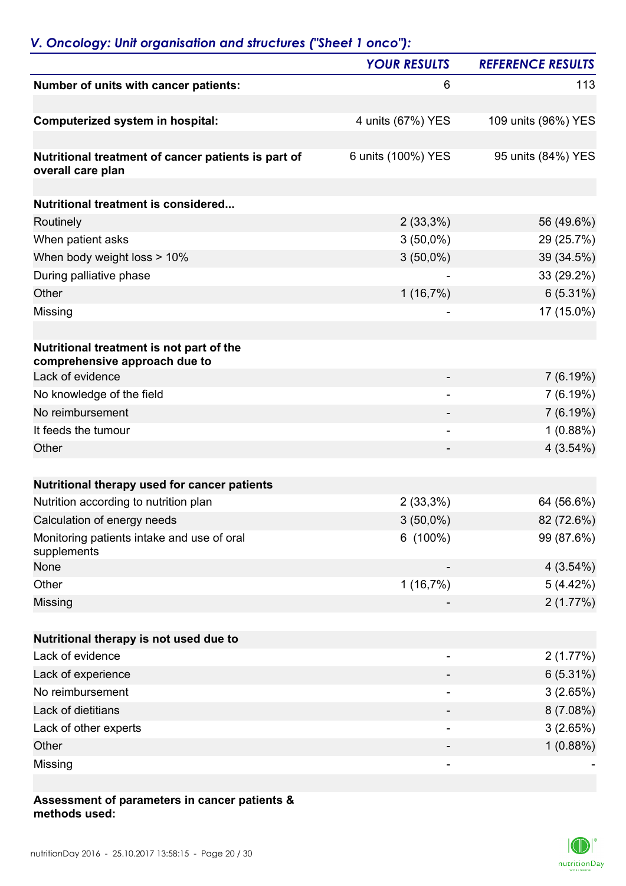## *V. Oncology: Unit organisation and structures ("Sheet 1 onco"):*

| | *YOUR RESULTS* | *REFERENCE RESULTS* |
|---|---|---|
| **Number of units with cancer patients:** | 6 | 113 |
| | | |
| **Computerized system in hospital:** | 4 units (67%) YES | 109 units (96%) YES |
| | | |
| **Nutritional treatment of cancer patients is part of overall care plan** | 6 units (100%) YES | 95 units (84%) YES |
| | | |
| **Nutritional treatment is considered...** | | |
| Routinely | 2 (33,3%) | 56 (49.6%) |
| When patient asks | 3 (50,0%) | 29 (25.7%) |
| When body weight loss > 10% | 3 (50,0%) | 39 (34.5%) |
| During palliative phase | - | 33 (29.2%) |
| Other | 1 (16,7%) | 6 (5.31%) |
| Missing | - | 17 (15.0%) |
| | | |
| **Nutritional treatment is not part of the comprehensive approach due to** | | |
| Lack of evidence | - | 7 (6.19%) |
| No knowledge of the field | - | 7 (6.19%) |
| No reimbursement | - | 7 (6.19%) |
| It feeds the tumour | - | 1 (0.88%) |
| Other | - | 4 (3.54%) |
| | | |
| **Nutritional therapy used for cancer patients** | | |
| Nutrition according to nutrition plan | 2 (33,3%) | 64 (56.6%) |
| Calculation of energy needs | 3 (50,0%) | 82 (72.6%) |
| Monitoring patients intake and use of oral supplements | 6 (100%) | 99 (87.6%) |
| None | - | 4 (3.54%) |
| Other | 1 (16,7%) | 5 (4.42%) |
| Missing | - | 2 (1.77%) |
| | | |
| **Nutritional therapy is not used due to** | | |
| Lack of evidence | - | 2 (1.77%) |
| Lack of experience | - | 6 (5.31%) |
| No reimbursement | - | 3 (2.65%) |
| Lack of dietitians | - | 8 (7.08%) |
| Lack of other experts | - | 3 (2.65%) |
| Other | - | 1 (0.88%) |
| Missing | - | - |

**Assessment of parameters in cancer patients & methods used:**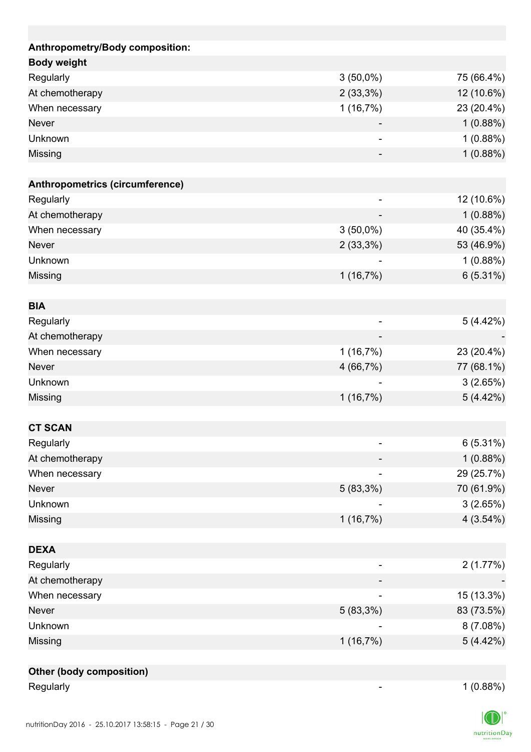| | | |
|---|---|---|
| **Anthropometry/Body composition:** | | |
| **Body weight** | | |
| Regularly | 3 (50,0%) | 75 (66.4%) |
| At chemotherapy | 2 (33,3%) | 12 (10.6%) |
| When necessary | 1 (16,7%) | 23 (20.4%) |
| Never | - | 1 (0.88%) |
| Unknown | - | 1 (0.88%) |
| Missing | - | 1 (0.88%) |
| | | |
| **Anthropometrics (circumference)** | | |
| Regularly | - | 12 (10.6%) |
| At chemotherapy | - | 1 (0.88%) |
| When necessary | 3 (50,0%) | 40 (35.4%) |
| Never | 2 (33,3%) | 53 (46.9%) |
| Unknown | - | 1 (0.88%) |
| Missing | 1 (16,7%) | 6 (5.31%) |
| | | |
| **BIA** | | |
| Regularly | - | 5 (4.42%) |
| At chemotherapy | - | - |
| When necessary | 1 (16,7%) | 23 (20.4%) |
| Never | 4 (66,7%) | 77 (68.1%) |
| Unknown | - | 3 (2.65%) |
| Missing | 1 (16,7%) | 5 (4.42%) |
| | | |
| **CT SCAN** | | |
| Regularly | - | 6 (5.31%) |
| At chemotherapy | - | 1 (0.88%) |
| When necessary | - | 29 (25.7%) |
| Never | 5 (83,3%) | 70 (61.9%) |
| Unknown | - | 3 (2.65%) |
| Missing | 1 (16,7%) | 4 (3.54%) |
| | | |
| **DEXA** | | |
| Regularly | - | 2 (1.77%) |
| At chemotherapy | - | - |
| When necessary | - | 15 (13.3%) |
| Never | 5 (83,3%) | 83 (73.5%) |
| Unknown | - | 8 (7.08%) |
| Missing | 1 (16,7%) | 5 (4.42%) |
| | | |
| **Other (body composition)** | | |
| Regularly | - | 1 (0.88%) |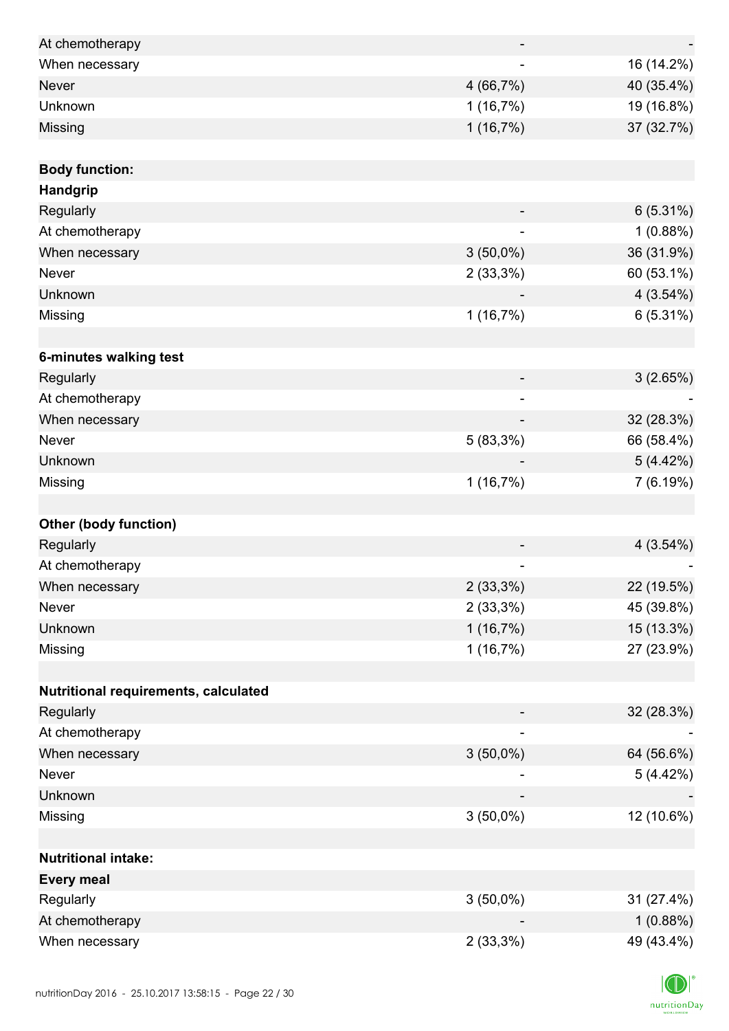| | | |
|---|---|---|
| At chemotherapy | - | - |
| When necessary | - | 16 (14.2%) |
| Never | 4 (66,7%) | 40 (35.4%) |
| Unknown | 1 (16,7%) | 19 (16.8%) |
| Missing | 1 (16,7%) | 37 (32.7%) |
| | | |
| **Body function:** | | |
| **Handgrip** | | |
| Regularly | - | 6 (5.31%) |
| At chemotherapy | - | 1 (0.88%) |
| When necessary | 3 (50,0%) | 36 (31.9%) |
| Never | 2 (33,3%) | 60 (53.1%) |
| Unknown | - | 4 (3.54%) |
| Missing | 1 (16,7%) | 6 (5.31%) |
| | | |
| **6-minutes walking test** | | |
| Regularly | - | 3 (2.65%) |
| At chemotherapy | - | - |
| When necessary | - | 32 (28.3%) |
| Never | 5 (83,3%) | 66 (58.4%) |
| Unknown | - | 5 (4.42%) |
| Missing | 1 (16,7%) | 7 (6.19%) |
| | | |
| **Other (body function)** | | |
| Regularly | - | 4 (3.54%) |
| At chemotherapy | - | - |
| When necessary | 2 (33,3%) | 22 (19.5%) |
| Never | 2 (33,3%) | 45 (39.8%) |
| Unknown | 1 (16,7%) | 15 (13.3%) |
| Missing | 1 (16,7%) | 27 (23.9%) |
| | | |
| **Nutritional requirements, calculated** | | |
| Regularly | - | 32 (28.3%) |
| At chemotherapy | - | - |
| When necessary | 3 (50,0%) | 64 (56.6%) |
| Never | - | 5 (4.42%) |
| Unknown | - | - |
| Missing | 3 (50,0%) | 12 (10.6%) |
| | | |
| **Nutritional intake:** | | |
| **Every meal** | | |
| Regularly | 3 (50,0%) | 31 (27.4%) |
| At chemotherapy | - | 1 (0.88%) |
| When necessary | 2 (33,3%) | 49 (43.4%) |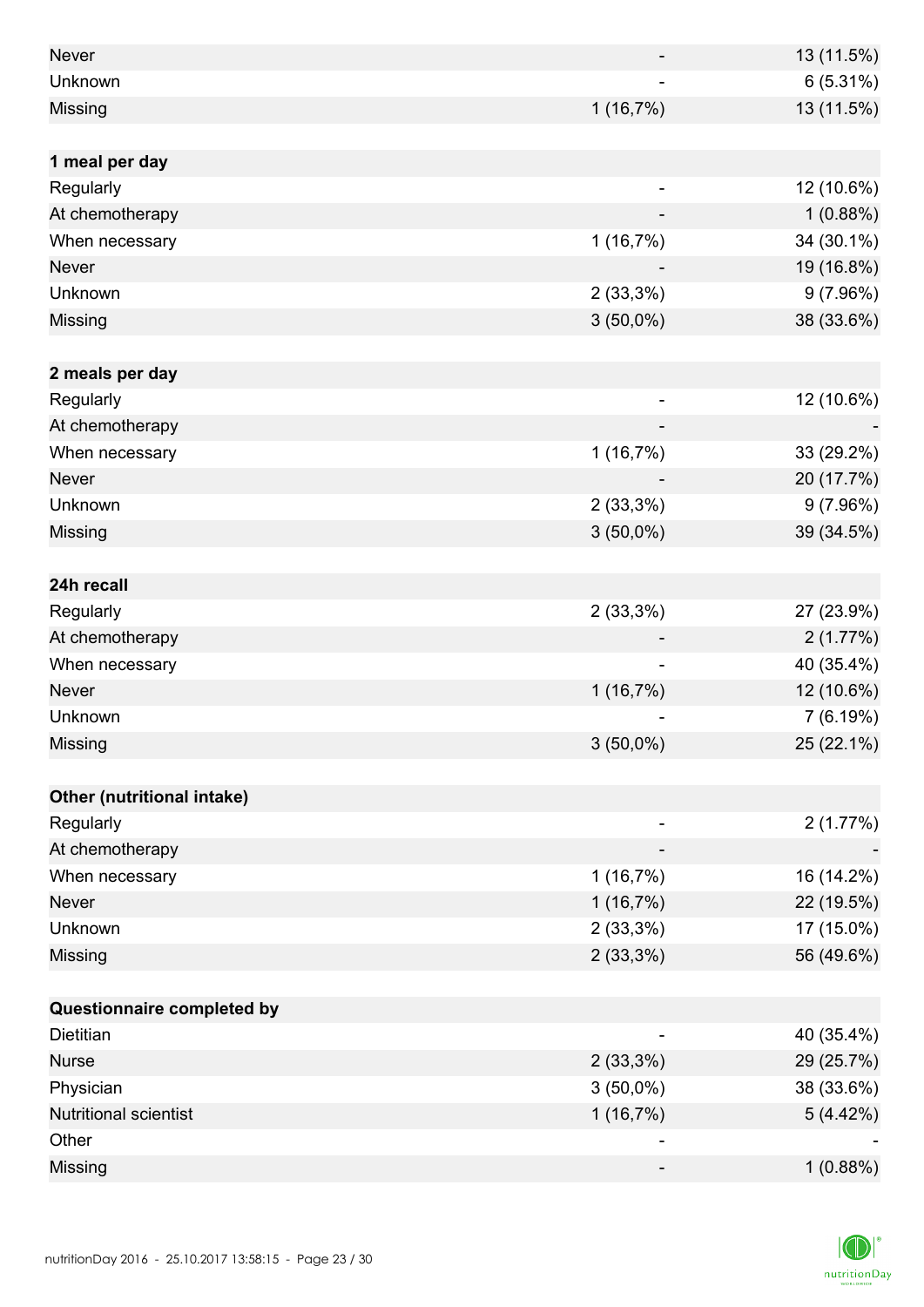| | | |
|---|---|---|
| Never | - | 13 (11.5%) |
| Unknown | - | 6 (5.31%) |
| Missing | 1 (16,7%) | 13 (11.5%) |
| | | |
| **1 meal per day** | | |
| Regularly | - | 12 (10.6%) |
| At chemotherapy | - | 1 (0.88%) |
| When necessary | 1 (16,7%) | 34 (30.1%) |
| Never | - | 19 (16.8%) |
| Unknown | 2 (33,3%) | 9 (7.96%) |
| Missing | 3 (50,0%) | 38 (33.6%) |
| | | |
| **2 meals per day** | | |
| Regularly | - | 12 (10.6%) |
| At chemotherapy | - | - |
| When necessary | 1 (16,7%) | 33 (29.2%) |
| Never | - | 20 (17.7%) |
| Unknown | 2 (33,3%) | 9 (7.96%) |
| Missing | 3 (50,0%) | 39 (34.5%) |
| | | |
| **24h recall** | | |
| Regularly | 2 (33,3%) | 27 (23.9%) |
| At chemotherapy | - | 2 (1.77%) |
| When necessary | - | 40 (35.4%) |
| Never | 1 (16,7%) | 12 (10.6%) |
| Unknown | - | 7 (6.19%) |
| Missing | 3 (50,0%) | 25 (22.1%) |
| | | |
| **Other (nutritional intake)** | | |
| Regularly | - | 2 (1.77%) |
| At chemotherapy | - | - |
| When necessary | 1 (16,7%) | 16 (14.2%) |
| Never | 1 (16,7%) | 22 (19.5%) |
| Unknown | 2 (33,3%) | 17 (15.0%) |
| Missing | 2 (33,3%) | 56 (49.6%) |
| | | |
| **Questionnaire completed by** | | |
| Dietitian | - | 40 (35.4%) |
| Nurse | 2 (33,3%) | 29 (25.7%) |
| Physician | 3 (50,0%) | 38 (33.6%) |
| Nutritional scientist | 1 (16,7%) | 5 (4.42%) |
| Other | - | - |
| Missing | - | 1 (0.88%) |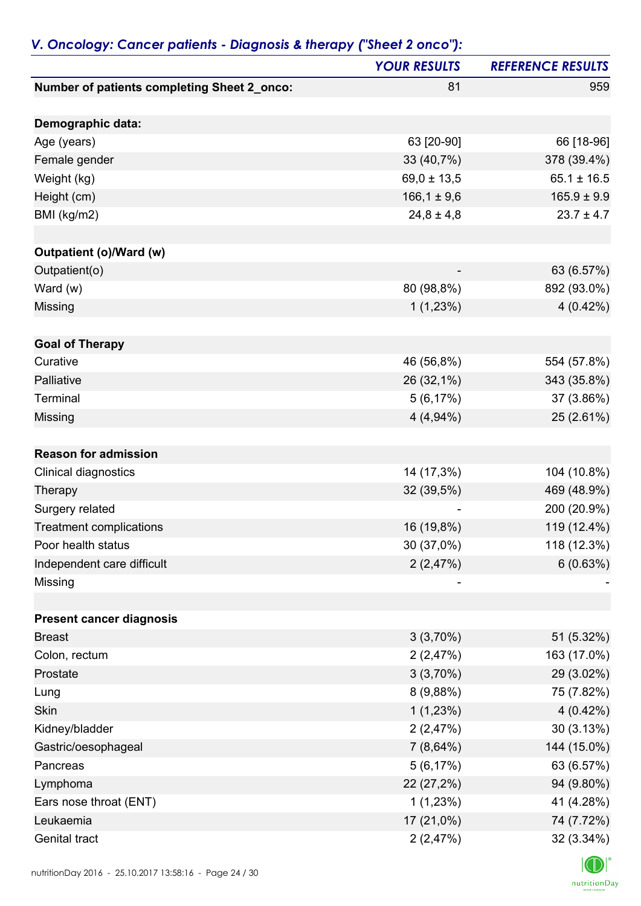## *V. Oncology: Cancer patients - Diagnosis & therapy ("Sheet 2 onco"):*

| | YOUR RESULTS | REFERENCE RESULTS |
|---|---|---|
| **Number of patients completing Sheet 2_onco:** | 81 | 959 |
| | | |
| **Demographic data:** | | |
| Age (years) | 63 [20-90] | 66 [18-96] |
| Female gender | 33 (40,7%) | 378 (39.4%) |
| Weight (kg) | 69,0 ± 13,5 | 65.1 ± 16.5 |
| Height (cm) | 166,1 ± 9,6 | 165.9 ± 9.9 |
| BMI (kg/m2) | 24,8 ± 4,8 | 23.7 ± 4.7 |
| | | |
| **Outpatient (o)/Ward (w)** | | |
| Outpatient(o) | - | 63 (6.57%) |
| Ward (w) | 80 (98,8%) | 892 (93.0%) |
| Missing | 1 (1,23%) | 4 (0.42%) |
| | | |
| **Goal of Therapy** | | |
| Curative | 46 (56,8%) | 554 (57.8%) |
| Palliative | 26 (32,1%) | 343 (35.8%) |
| Terminal | 5 (6,17%) | 37 (3.86%) |
| Missing | 4 (4,94%) | 25 (2.61%) |
| | | |
| **Reason for admission** | | |
| Clinical diagnostics | 14 (17,3%) | 104 (10.8%) |
| Therapy | 32 (39,5%) | 469 (48.9%) |
| Surgery related | - | 200 (20.9%) |
| Treatment complications | 16 (19,8%) | 119 (12.4%) |
| Poor health status | 30 (37,0%) | 118 (12.3%) |
| Independent care difficult | 2 (2,47%) | 6 (0.63%) |
| Missing | - | - |
| | | |
| **Present cancer diagnosis** | | |
| Breast | 3 (3,70%) | 51 (5.32%) |
| Colon, rectum | 2 (2,47%) | 163 (17.0%) |
| Prostate | 3 (3,70%) | 29 (3.02%) |
| Lung | 8 (9,88%) | 75 (7.82%) |
| Skin | 1 (1,23%) | 4 (0.42%) |
| Kidney/bladder | 2 (2,47%) | 30 (3.13%) |
| Gastric/oesophageal | 7 (8,64%) | 144 (15.0%) |
| Pancreas | 5 (6,17%) | 63 (6.57%) |
| Lymphoma | 22 (27,2%) | 94 (9.80%) |
| Ears nose throat (ENT) | 1 (1,23%) | 41 (4.28%) |
| Leukaemia | 17 (21,0%) | 74 (7.72%) |
| Genital tract | 2 (2,47%) | 32 (3.34%) |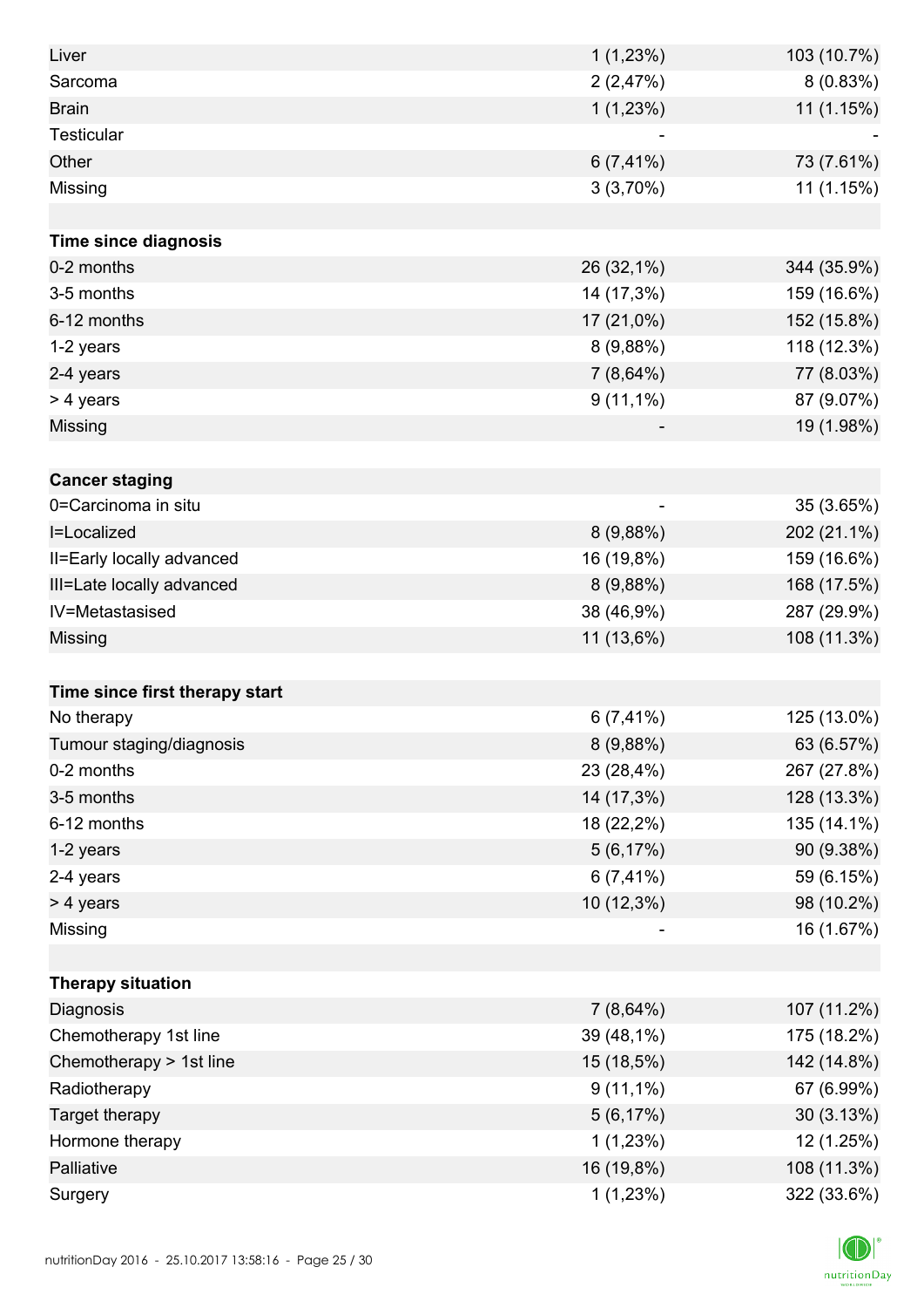| | | |
|---|---|---|
| Liver | 1 (1,23%) | 103 (10.7%) |
| Sarcoma | 2 (2,47%) | 8 (0.83%) |
| Brain | 1 (1,23%) | 11 (1.15%) |
| Testicular | - | - |
| Other | 6 (7,41%) | 73 (7.61%) |
| Missing | 3 (3,70%) | 11 (1.15%) |
| | | |
| **Time since diagnosis** | | |
| 0-2 months | 26 (32,1%) | 344 (35.9%) |
| 3-5 months | 14 (17,3%) | 159 (16.6%) |
| 6-12 months | 17 (21,0%) | 152 (15.8%) |
| 1-2 years | 8 (9,88%) | 118 (12.3%) |
| 2-4 years | 7 (8,64%) | 77 (8.03%) |
| > 4 years | 9 (11,1%) | 87 (9.07%) |
| Missing | - | 19 (1.98%) |
| | | |
| **Cancer staging** | | |
| 0=Carcinoma in situ | - | 35 (3.65%) |
| I=Localized | 8 (9,88%) | 202 (21.1%) |
| II=Early locally advanced | 16 (19,8%) | 159 (16.6%) |
| III=Late locally advanced | 8 (9,88%) | 168 (17.5%) |
| IV=Metastasised | 38 (46,9%) | 287 (29.9%) |
| Missing | 11 (13,6%) | 108 (11.3%) |
| | | |
| **Time since first therapy start** | | |
| No therapy | 6 (7,41%) | 125 (13.0%) |
| Tumour staging/diagnosis | 8 (9,88%) | 63 (6.57%) |
| 0-2 months | 23 (28,4%) | 267 (27.8%) |
| 3-5 months | 14 (17,3%) | 128 (13.3%) |
| 6-12 months | 18 (22,2%) | 135 (14.1%) |
| 1-2 years | 5 (6,17%) | 90 (9.38%) |
| 2-4 years | 6 (7,41%) | 59 (6.15%) |
| > 4 years | 10 (12,3%) | 98 (10.2%) |
| Missing | - | 16 (1.67%) |
| | | |
| **Therapy situation** | | |
| Diagnosis | 7 (8,64%) | 107 (11.2%) |
| Chemotherapy 1st line | 39 (48,1%) | 175 (18.2%) |
| Chemotherapy > 1st line | 15 (18,5%) | 142 (14.8%) |
| Radiotherapy | 9 (11,1%) | 67 (6.99%) |
| Target therapy | 5 (6,17%) | 30 (3.13%) |
| Hormone therapy | 1 (1,23%) | 12 (1.25%) |
| Palliative | 16 (19,8%) | 108 (11.3%) |
| Surgery | 1 (1,23%) | 322 (33.6%) |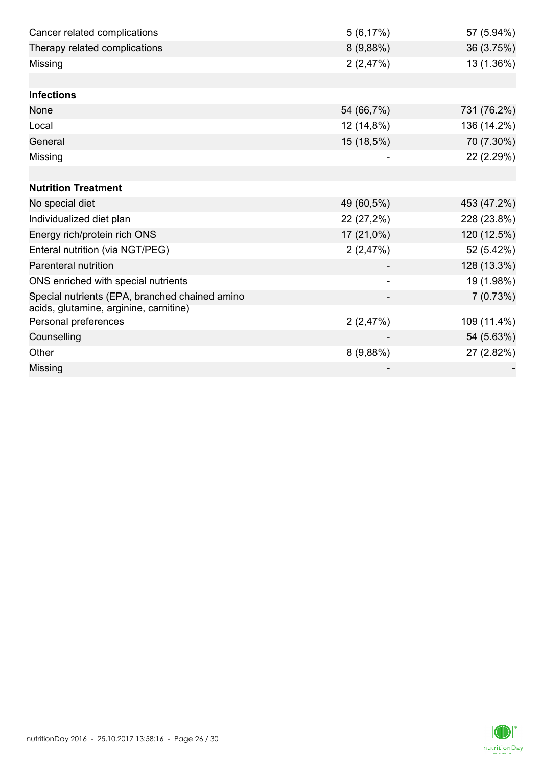| | | |
|---|---|---|
| Cancer related complications | 5 (6,17%) | 57 (5.94%) |
| Therapy related complications | 8 (9,88%) | 36 (3.75%) |
| Missing | 2 (2,47%) | 13 (1.36%) |
| | | |
| **Infections** | | |
| None | 54 (66,7%) | 731 (76.2%) |
| Local | 12 (14,8%) | 136 (14.2%) |
| General | 15 (18,5%) | 70 (7.30%) |
| Missing | - | 22 (2.29%) |
| | | |
| **Nutrition Treatment** | | |
| No special diet | 49 (60,5%) | 453 (47.2%) |
| Individualized diet plan | 22 (27,2%) | 228 (23.8%) |
| Energy rich/protein rich ONS | 17 (21,0%) | 120 (12.5%) |
| Enteral nutrition (via NGT/PEG) | 2 (2,47%) | 52 (5.42%) |
| Parenteral nutrition | - | 128 (13.3%) |
| ONS enriched with special nutrients | - | 19 (1.98%) |
| Special nutrients (EPA, branched chained amino acids, glutamine, arginine, carnitine) | - | 7 (0.73%) |
| Personal preferences | 2 (2,47%) | 109 (11.4%) |
| Counselling | - | 54 (5.63%) |
| Other | 8 (9,88%) | 27 (2.82%) |
| Missing | - | - |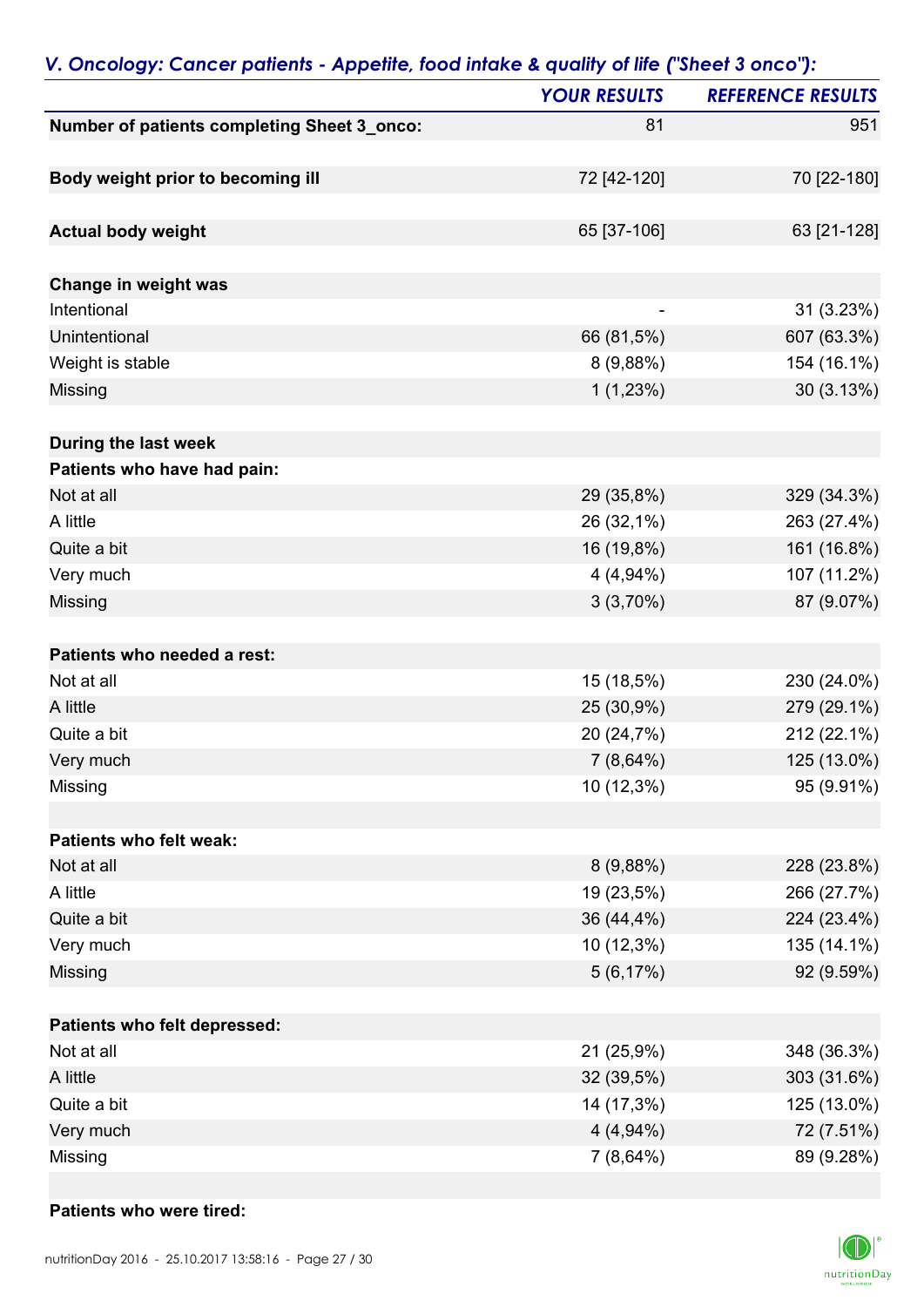## V. Oncology: Cancer patients - Appetite, food intake & quality of life ("Sheet 3 onco"):

| | YOUR RESULTS | REFERENCE RESULTS |
|---|---|---|
| **Number of patients completing Sheet 3_onco:** | 81 | 951 |
| | | |
| **Body weight prior to becoming ill** | 72 [42-120] | 70 [22-180] |
| | | |
| **Actual body weight** | 65 [37-106] | 63 [21-128] |
| | | |
| **Change in weight was** | | |
| Intentional | - | 31 (3.23%) |
| Unintentional | 66 (81,5%) | 607 (63.3%) |
| Weight is stable | 8 (9,88%) | 154 (16.1%) |
| Missing | 1 (1,23%) | 30 (3.13%) |
| | | |
| **During the last week** | | |
| **Patients who have had pain:** | | |
| Not at all | 29 (35,8%) | 329 (34.3%) |
| A little | 26 (32,1%) | 263 (27.4%) |
| Quite a bit | 16 (19,8%) | 161 (16.8%) |
| Very much | 4 (4,94%) | 107 (11.2%) |
| Missing | 3 (3,70%) | 87 (9.07%) |
| | | |
| **Patients who needed a rest:** | | |
| Not at all | 15 (18,5%) | 230 (24.0%) |
| A little | 25 (30,9%) | 279 (29.1%) |
| Quite a bit | 20 (24,7%) | 212 (22.1%) |
| Very much | 7 (8,64%) | 125 (13.0%) |
| Missing | 10 (12,3%) | 95 (9.91%) |
| | | |
| **Patients who felt weak:** | | |
| Not at all | 8 (9,88%) | 228 (23.8%) |
| A little | 19 (23,5%) | 266 (27.7%) |
| Quite a bit | 36 (44,4%) | 224 (23.4%) |
| Very much | 10 (12,3%) | 135 (14.1%) |
| Missing | 5 (6,17%) | 92 (9.59%) |
| | | |
| **Patients who felt depressed:** | | |
| Not at all | 21 (25,9%) | 348 (36.3%) |
| A little | 32 (39,5%) | 303 (31.6%) |
| Quite a bit | 14 (17,3%) | 125 (13.0%) |
| Very much | 4 (4,94%) | 72 (7.51%) |
| Missing | 7 (8,64%) | 89 (9.28%) |
| | | |
| **Patients who were tired:** | | |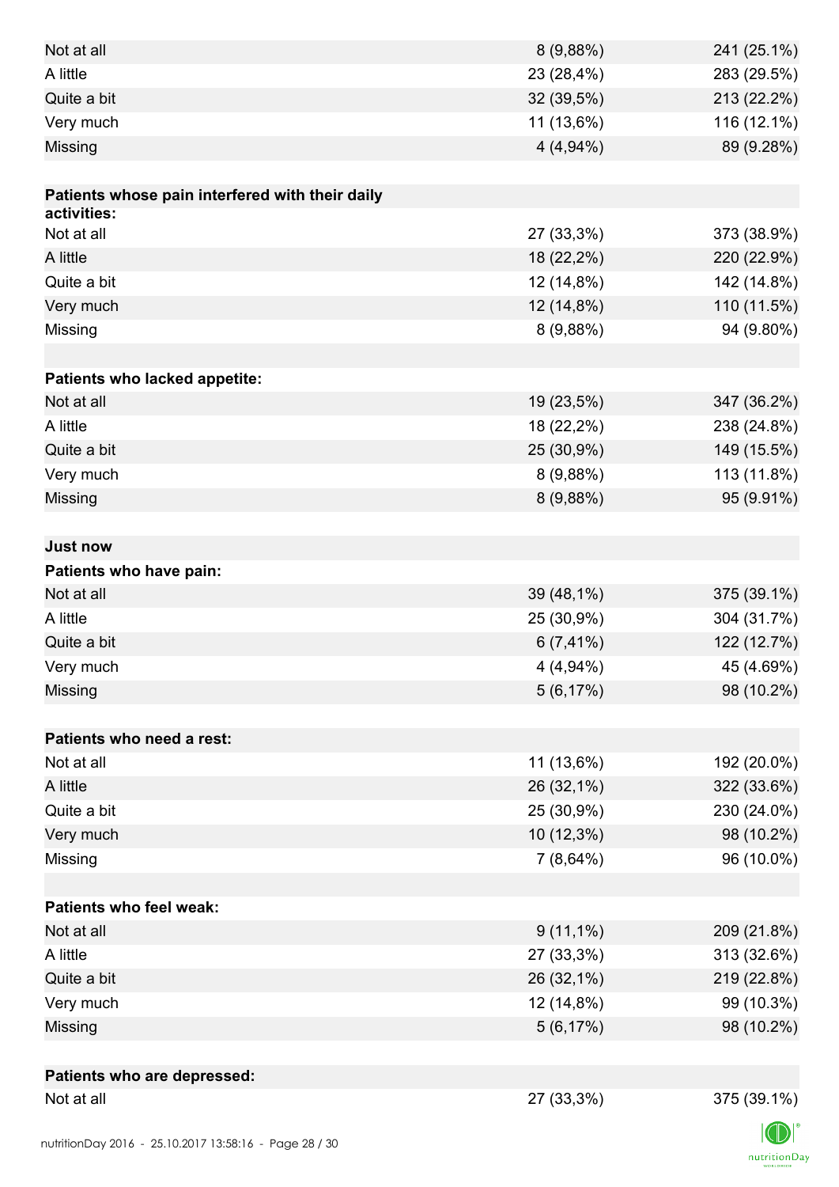| | | |
|---|---|---|
| Not at all | 8 (9,88%) | 241 (25.1%) |
| A little | 23 (28,4%) | 283 (29.5%) |
| Quite a bit | 32 (39,5%) | 213 (22.2%) |
| Very much | 11 (13,6%) | 116 (12.1%) |
| Missing | 4 (4,94%) | 89 (9.28%) |
| | | |
| **Patients whose pain interfered with their daily activities:** | | |
| Not at all | 27 (33,3%) | 373 (38.9%) |
| A little | 18 (22,2%) | 220 (22.9%) |
| Quite a bit | 12 (14,8%) | 142 (14.8%) |
| Very much | 12 (14,8%) | 110 (11.5%) |
| Missing | 8 (9,88%) | 94 (9.80%) |
| | | |
| **Patients who lacked appetite:** | | |
| Not at all | 19 (23,5%) | 347 (36.2%) |
| A little | 18 (22,2%) | 238 (24.8%) |
| Quite a bit | 25 (30,9%) | 149 (15.5%) |
| Very much | 8 (9,88%) | 113 (11.8%) |
| Missing | 8 (9,88%) | 95 (9.91%) |
| | | |
| **Just now** | | |
| **Patients who have pain:** | | |
| Not at all | 39 (48,1%) | 375 (39.1%) |
| A little | 25 (30,9%) | 304 (31.7%) |
| Quite a bit | 6 (7,41%) | 122 (12.7%) |
| Very much | 4 (4,94%) | 45 (4.69%) |
| Missing | 5 (6,17%) | 98 (10.2%) |
| | | |
| **Patients who need a rest:** | | |
| Not at all | 11 (13,6%) | 192 (20.0%) |
| A little | 26 (32,1%) | 322 (33.6%) |
| Quite a bit | 25 (30,9%) | 230 (24.0%) |
| Very much | 10 (12,3%) | 98 (10.2%) |
| Missing | 7 (8,64%) | 96 (10.0%) |
| | | |
| **Patients who feel weak:** | | |
| Not at all | 9 (11,1%) | 209 (21.8%) |
| A little | 27 (33,3%) | 313 (32.6%) |
| Quite a bit | 26 (32,1%) | 219 (22.8%) |
| Very much | 12 (14,8%) | 99 (10.3%) |
| Missing | 5 (6,17%) | 98 (10.2%) |
| | | |
| **Patients who are depressed:** | | |
| Not at all | 27 (33,3%) | 375 (39.1%) |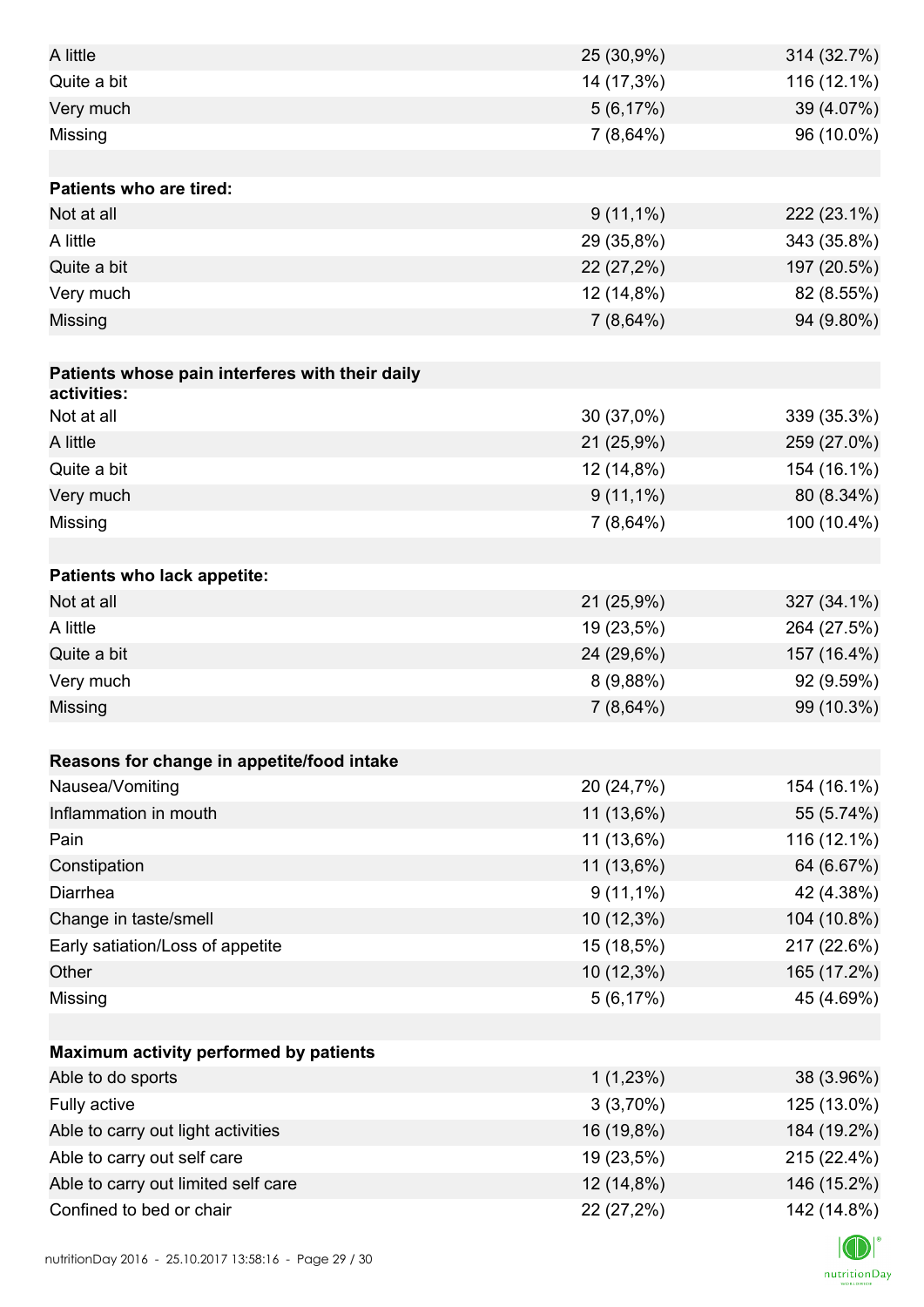| | | |
|---|---|---|
| A little | 25 (30,9%) | 314 (32.7%) |
| Quite a bit | 14 (17,3%) | 116 (12.1%) |
| Very much | 5 (6,17%) | 39 (4.07%) |
| Missing | 7 (8,64%) | 96 (10.0%) |
| | | |
| **Patients who are tired:** | | |
| Not at all | 9 (11,1%) | 222 (23.1%) |
| A little | 29 (35,8%) | 343 (35.8%) |
| Quite a bit | 22 (27,2%) | 197 (20.5%) |
| Very much | 12 (14,8%) | 82 (8.55%) |
| Missing | 7 (8,64%) | 94 (9.80%) |
| | | |
| **Patients whose pain interferes with their daily activities:** | | |
| Not at all | 30 (37,0%) | 339 (35.3%) |
| A little | 21 (25,9%) | 259 (27.0%) |
| Quite a bit | 12 (14,8%) | 154 (16.1%) |
| Very much | 9 (11,1%) | 80 (8.34%) |
| Missing | 7 (8,64%) | 100 (10.4%) |
| | | |
| **Patients who lack appetite:** | | |
| Not at all | 21 (25,9%) | 327 (34.1%) |
| A little | 19 (23,5%) | 264 (27.5%) |
| Quite a bit | 24 (29,6%) | 157 (16.4%) |
| Very much | 8 (9,88%) | 92 (9.59%) |
| Missing | 7 (8,64%) | 99 (10.3%) |
| | | |
| **Reasons for change in appetite/food intake** | | |
| Nausea/Vomiting | 20 (24,7%) | 154 (16.1%) |
| Inflammation in mouth | 11 (13,6%) | 55 (5.74%) |
| Pain | 11 (13,6%) | 116 (12.1%) |
| Constipation | 11 (13,6%) | 64 (6.67%) |
| Diarrhea | 9 (11,1%) | 42 (4.38%) |
| Change in taste/smell | 10 (12,3%) | 104 (10.8%) |
| Early satiation/Loss of appetite | 15 (18,5%) | 217 (22.6%) |
| Other | 10 (12,3%) | 165 (17.2%) |
| Missing | 5 (6,17%) | 45 (4.69%) |
| | | |
| **Maximum activity performed by patients** | | |
| Able to do sports | 1 (1,23%) | 38 (3.96%) |
| Fully active | 3 (3,70%) | 125 (13.0%) |
| Able to carry out light activities | 16 (19,8%) | 184 (19.2%) |
| Able to carry out self care | 19 (23,5%) | 215 (22.4%) |
| Able to carry out limited self care | 12 (14,8%) | 146 (15.2%) |
| Confined to bed or chair | 22 (27,2%) | 142 (14.8%) |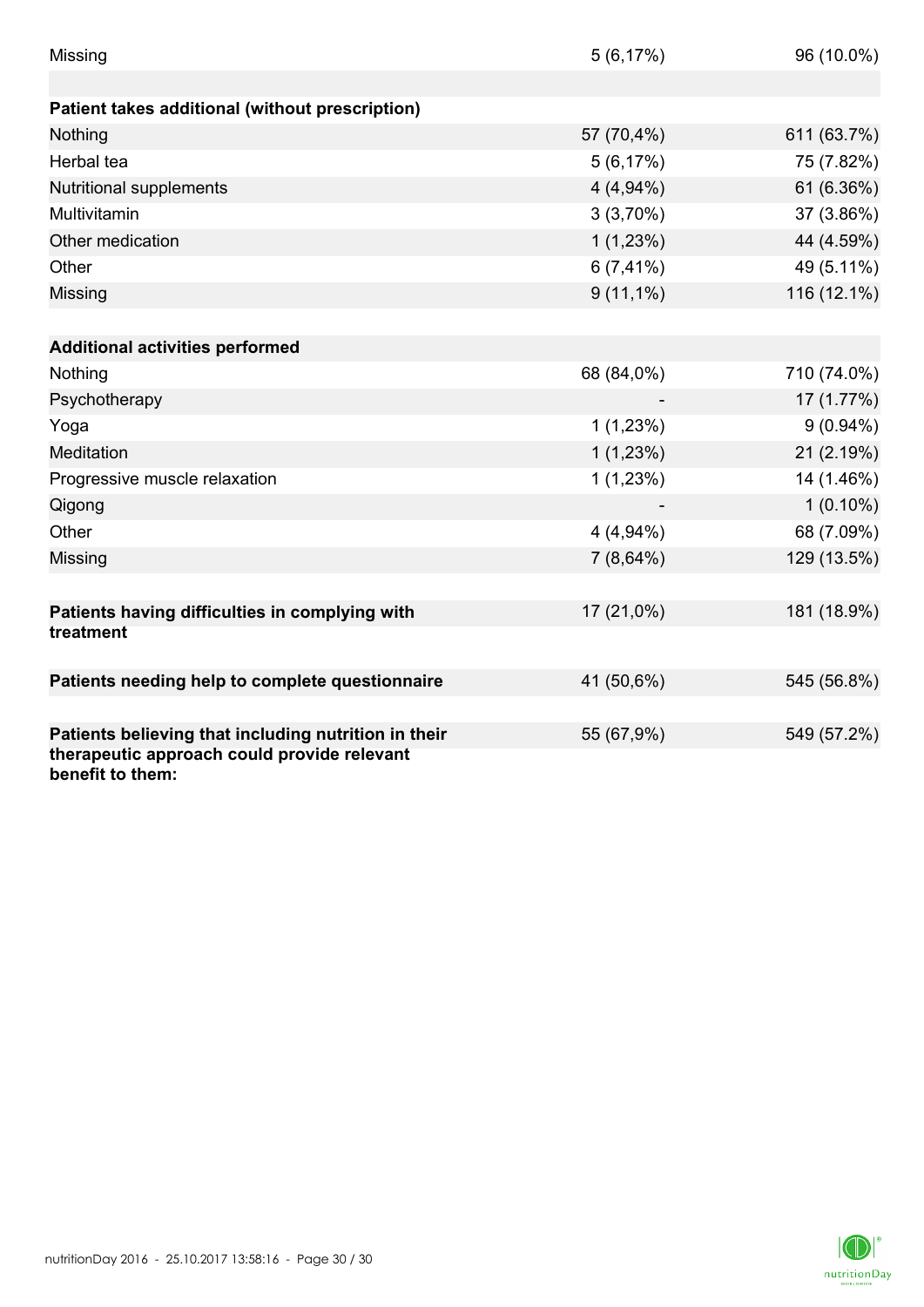| | | |
|---|---|---|
| Missing | 5 (6,17%) | 96 (10.0%) |
| | | |
| **Patient takes additional (without prescription)** | | |
| Nothing | 57 (70,4%) | 611 (63.7%) |
| Herbal tea | 5 (6,17%) | 75 (7.82%) |
| Nutritional supplements | 4 (4,94%) | 61 (6.36%) |
| Multivitamin | 3 (3,70%) | 37 (3.86%) |
| Other medication | 1 (1,23%) | 44 (4.59%) |
| Other | 6 (7,41%) | 49 (5.11%) |
| Missing | 9 (11,1%) | 116 (12.1%) |
| | | |
| **Additional activities performed** | | |
| Nothing | 68 (84,0%) | 710 (74.0%) |
| Psychotherapy | - | 17 (1.77%) |
| Yoga | 1 (1,23%) | 9 (0.94%) |
| Meditation | 1 (1,23%) | 21 (2.19%) |
| Progressive muscle relaxation | 1 (1,23%) | 14 (1.46%) |
| Qigong | - | 1 (0.10%) |
| Other | 4 (4,94%) | 68 (7.09%) |
| Missing | 7 (8,64%) | 129 (13.5%) |
| | | |
| **Patients having difficulties in complying with treatment** | 17 (21,0%) | 181 (18.9%) |
| | | |
| **Patients needing help to complete questionnaire** | 41 (50,6%) | 545 (56.8%) |
| | | |
| **Patients believing that including nutrition in their therapeutic approach could provide relevant benefit to them:** | 55 (67,9%) | 549 (57.2%) |